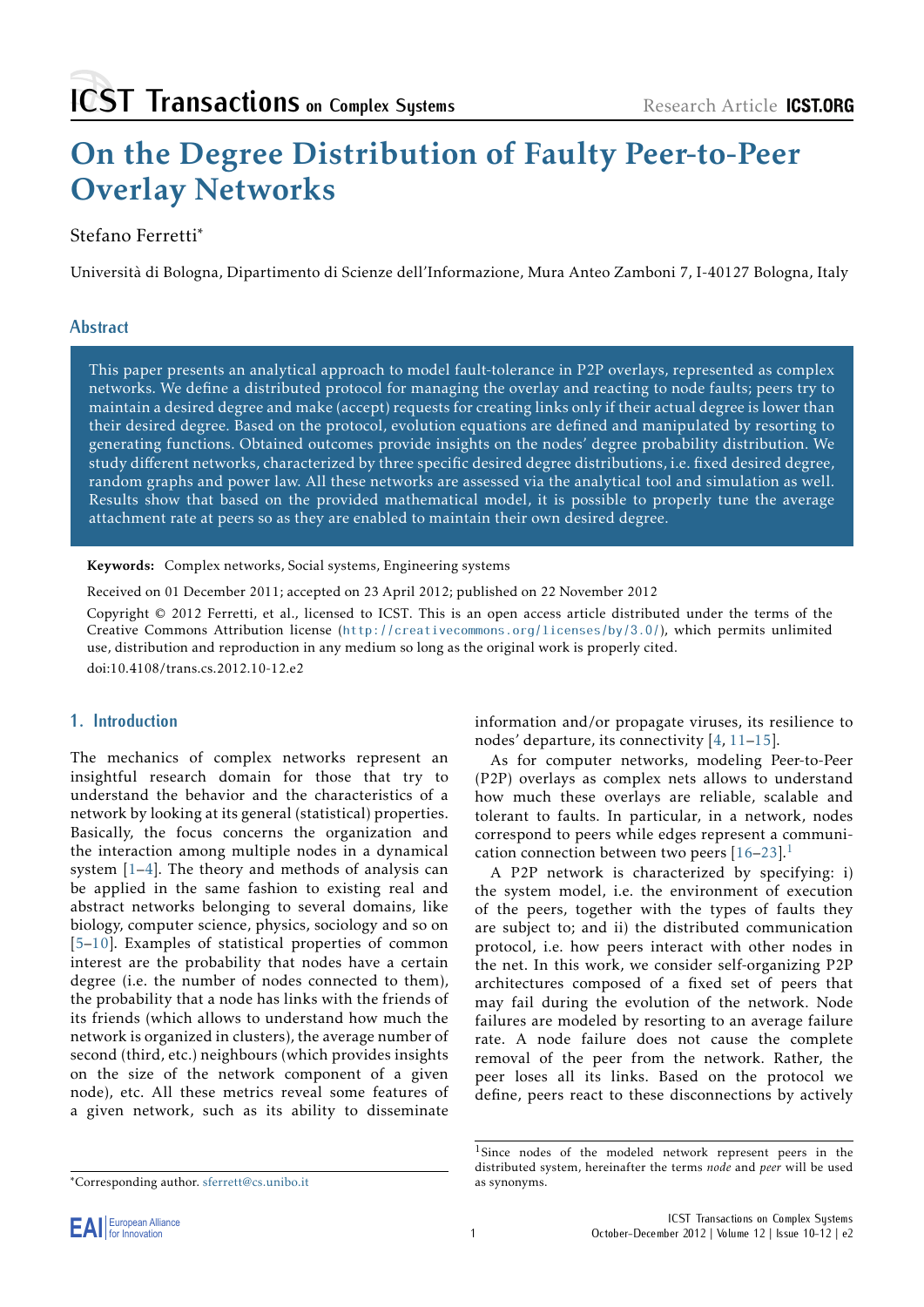# On the Degree Distribution of Faulty Peer-to-Peer Overlay Networks

Stefano Ferretti*

Università di Bologna, Dipartimento di Scienze dell'Informazione, Mura Anteo Zamboni 7, I-40127 Bologna, Italy

## Abstract

This paper presents an analytical approach to model fault-tolerance in P2P overlays, represented as complex networks. We define a distributed protocol for managing the overlay and reacting to node faults; peers try to maintain a desired degree and make (accept) requests for creating links only if their actual degree is lower than their desired degree. Based on the protocol, evolution equations are defined and manipulated by resorting to generating functions. Obtained outcomes provide insights on the nodes' degree probability distribution. We study different networks, characterized by three specific desired degree distributions, i.e. fixed desired degree, random graphs and power law. All these networks are assessed via the analytical tool and simulation as well. Results show that based on the provided mathematical model, it is possible to properly tune the average attachment rate at peers so as they are enabled to maintain their own desired degree.

**Keywords:** Complex networks, Social systems, Engineering systems

Received on 01 December 2011; accepted on 23 April 2012; published on 22 November 2012

Copyright © 2012 Ferretti, et al., licensed to ICST. This is an open access article distributed under the terms of the Creative Commons Attribution license (http://creativecommons.org/licenses/by/3.0/), which permits unlimited use, distribution and reproduction in any medium so long as the original work is properly cited.

doi:10.4108/trans.cs.2012.10-12.e2

## 1. Introduction

The mechanics of complex networks represent an insightful research domain for those that try to understand the behavior and the characteristics of a network by looking at its general (statistical) properties. Basically, the focus concerns the organization and the interaction among multiple nodes in a dynamical system [1–4]. The theory and methods of analysis can be applied in the same fashion to existing real and abstract networks belonging to several domains, like biology, computer science, physics, sociology and so on [5–10]. Examples of statistical properties of common interest are the probability that nodes have a certain degree (i.e. the number of nodes connected to them), the probability that a node has links with the friends of its friends (which allows to understand how much the network is organized in clusters), the average number of second (third, etc.) neighbours (which provides insights on the size of the network component of a given node), etc. All these metrics reveal some features of a given network, such as its ability to disseminate information and/or propagate viruses, its resilience to nodes' departure, its connectivity [4, 11–15].

As for computer networks, modeling Peer-to-Peer (P2P) overlays as complex nets allows to understand how much these overlays are reliable, scalable and tolerant to faults. In particular, in a network, nodes correspond to peers while edges represent a communication connection between two peers [16–23].[1]

A P2P network is characterized by specifying: i) the system model, i.e. the environment of execution of the peers, together with the types of faults they are subject to; and ii) the distributed communication protocol, i.e. how peers interact with other nodes in the net. In this work, we consider self-organizing P2P architectures composed of a fixed set of peers that may fail during the evolution of the network. Node failures are modeled by resorting to an average failure rate. A node failure does not cause the complete removal of the peer from the network. Rather, the peer loses all its links. Based on the protocol we define, peers react to these disconnections by actively

[1] Since nodes of the modeled network represent peers in the distributed system, hereinafter the terms *node* and *peer* will be used as synonyms.

*Corresponding author. sferrett@cs.unibo.it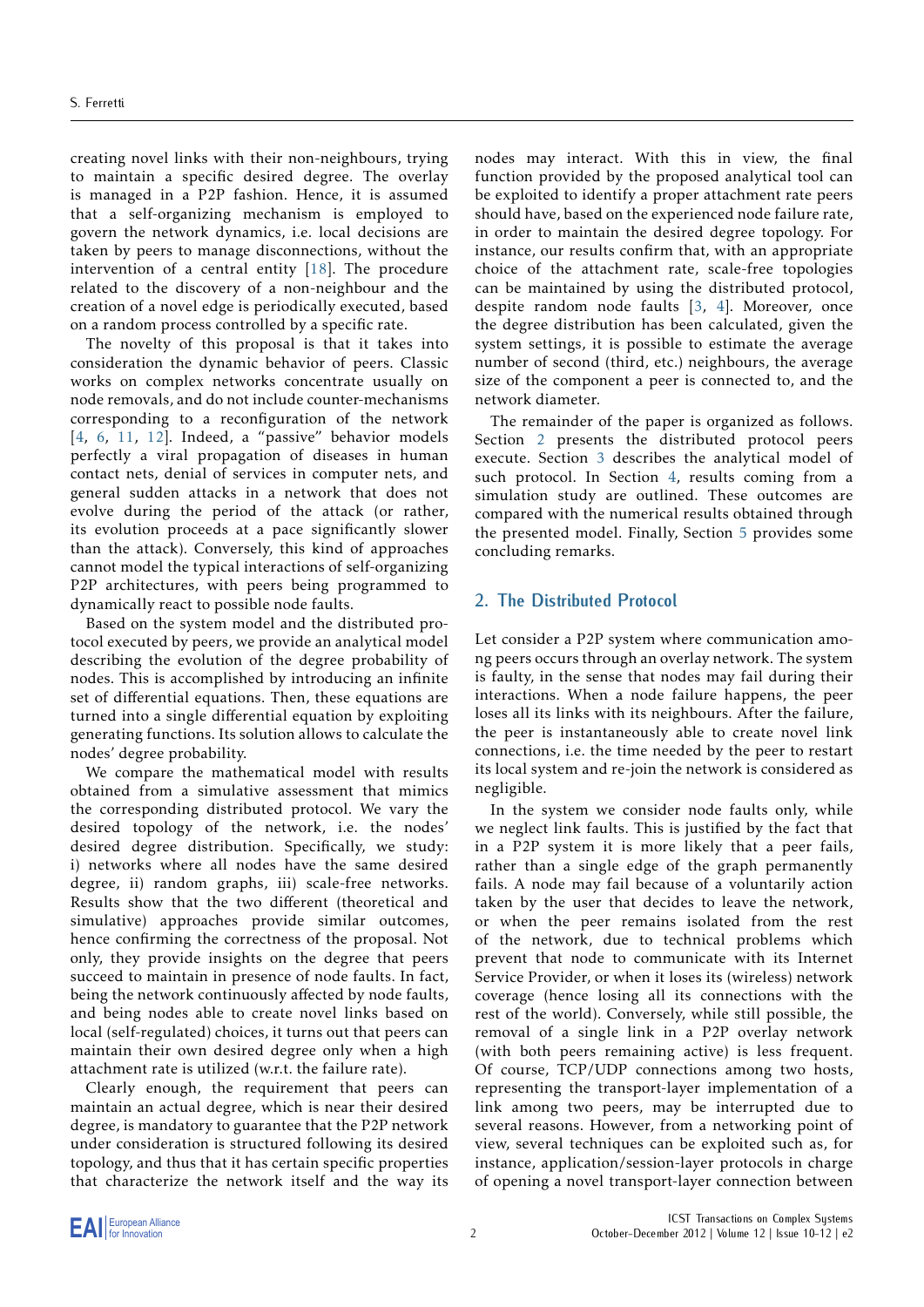creating novel links with their non-neighbours, trying to maintain a specific desired degree. The overlay is managed in a P2P fashion. Hence, it is assumed that a self-organizing mechanism is employed to govern the network dynamics, i.e. local decisions are taken by peers to manage disconnections, without the intervention of a central entity [18]. The procedure related to the discovery of a non-neighbour and the creation of a novel edge is periodically executed, based on a random process controlled by a specific rate.

The novelty of this proposal is that it takes into consideration the dynamic behavior of peers. Classic works on complex networks concentrate usually on node removals, and do not include counter-mechanisms corresponding to a reconfiguration of the network [4, 6, 11, 12]. Indeed, a "passive" behavior models perfectly a viral propagation of diseases in human contact nets, denial of services in computer nets, and general sudden attacks in a network that does not evolve during the period of the attack (or rather, its evolution proceeds at a pace significantly slower than the attack). Conversely, this kind of approaches cannot model the typical interactions of self-organizing P2P architectures, with peers being programmed to dynamically react to possible node faults.

Based on the system model and the distributed protocol executed by peers, we provide an analytical model describing the evolution of the degree probability of nodes. This is accomplished by introducing an infinite set of differential equations. Then, these equations are turned into a single differential equation by exploiting generating functions. Its solution allows to calculate the nodes' degree probability.

We compare the mathematical model with results obtained from a simulative assessment that mimics the corresponding distributed protocol. We vary the desired topology of the network, i.e. the nodes' desired degree distribution. Specifically, we study: i) networks where all nodes have the same desired degree, ii) random graphs, iii) scale-free networks. Results show that the two different (theoretical and simulative) approaches provide similar outcomes, hence confirming the correctness of the proposal. Not only, they provide insights on the degree that peers succeed to maintain in presence of node faults. In fact, being the network continuously affected by node faults, and being nodes able to create novel links based on local (self-regulated) choices, it turns out that peers can maintain their own desired degree only when a high attachment rate is utilized (w.r.t. the failure rate).

Clearly enough, the requirement that peers can maintain an actual degree, which is near their desired degree, is mandatory to guarantee that the P2P network under consideration is structured following its desired topology, and thus that it has certain specific properties that characterize the network itself and the way its nodes may interact. With this in view, the final function provided by the proposed analytical tool can be exploited to identify a proper attachment rate peers should have, based on the experienced node failure rate, in order to maintain the desired degree topology. For instance, our results confirm that, with an appropriate choice of the attachment rate, scale-free topologies can be maintained by using the distributed protocol, despite random node faults [3, 4]. Moreover, once the degree distribution has been calculated, given the system settings, it is possible to estimate the average number of second (third, etc.) neighbours, the average size of the component a peer is connected to, and the network diameter.

The remainder of the paper is organized as follows. Section 2 presents the distributed protocol peers execute. Section 3 describes the analytical model of such protocol. In Section 4, results coming from a simulation study are outlined. These outcomes are compared with the numerical results obtained through the presented model. Finally, Section 5 provides some concluding remarks.

## 2. The Distributed Protocol

Let consider a P2P system where communication among peers occurs through an overlay network. The system is faulty, in the sense that nodes may fail during their interactions. When a node failure happens, the peer loses all its links with its neighbours. After the failure, the peer is instantaneously able to create novel link connections, i.e. the time needed by the peer to restart its local system and re-join the network is considered as negligible.

In the system we consider node faults only, while we neglect link faults. This is justified by the fact that in a P2P system it is more likely that a peer fails, rather than a single edge of the graph permanently fails. A node may fail because of a voluntarily action taken by the user that decides to leave the network, or when the peer remains isolated from the rest of the network, due to technical problems which prevent that node to communicate with its Internet Service Provider, or when it loses its (wireless) network coverage (hence losing all its connections with the rest of the world). Conversely, while still possible, the removal of a single link in a P2P overlay network (with both peers remaining active) is less frequent. Of course, TCP/UDP connections among two hosts, representing the transport-layer implementation of a link among two peers, may be interrupted due to several reasons. However, from a networking point of view, several techniques can be exploited such as, for instance, application/session-layer protocols in charge of opening a novel transport-layer connection between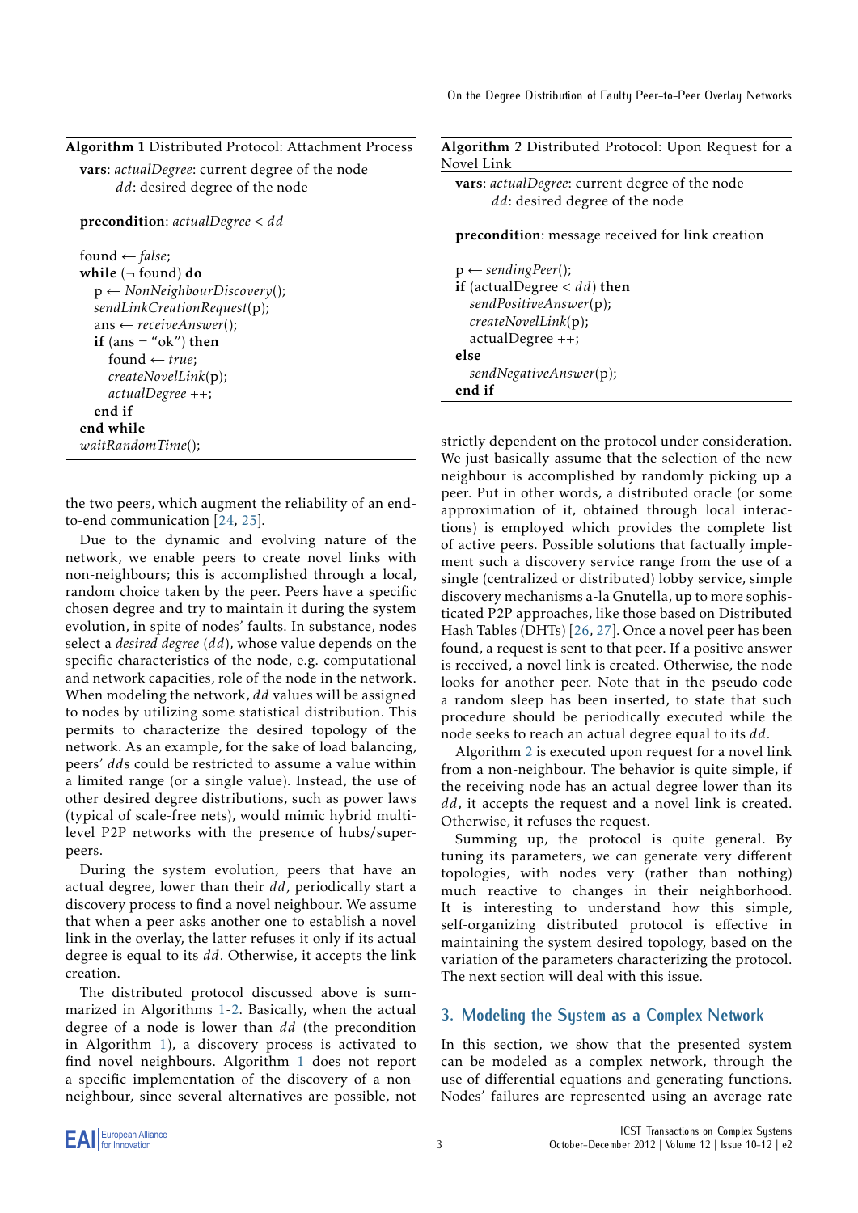**Algorithm 1** Distributed Protocol: Attachment Process

```
vars: actualDegree: current degree of the node
      dd: desired degree of the node

precondition: actualDegree < dd

found ← false;
while (¬ found) do
  p ← NonNeighbourDiscovery();
  sendLinkCreationRequest(p);
  ans ← receiveAnswer();
  if (ans = "ok") then
    found ← true;
    createNovelLink(p);
    actualDegree ++;
  end if
end while
waitRandomTime();
```

the two peers, which augment the reliability of an end-to-end communication [24, 25].

Due to the dynamic and evolving nature of the network, we enable peers to create novel links with non-neighbours; this is accomplished through a local, random choice taken by the peer. Peers have a specific chosen degree and try to maintain it during the system evolution, in spite of nodes' faults. In substance, nodes select a *desired degree* ($dd$), whose value depends on the specific characteristics of the node, e.g. computational and network capacities, role of the node in the network. When modeling the network, $dd$ values will be assigned to nodes by utilizing some statistical distribution. This permits to characterize the desired topology of the network. As an example, for the sake of load balancing, peers' $dd$s could be restricted to assume a value within a limited range (or a single value). Instead, the use of other desired degree distributions, such as power laws (typical of scale-free nets), would mimic hybrid multi-level P2P networks with the presence of hubs/super-peers.

During the system evolution, peers that have an actual degree, lower than their $dd$, periodically start a discovery process to find a novel neighbour. We assume that when a peer asks another one to establish a novel link in the overlay, the latter refuses it only if its actual degree is equal to its $dd$. Otherwise, it accepts the link creation.

The distributed protocol discussed above is summarized in Algorithms 1-2. Basically, when the actual degree of a node is lower than $dd$ (the precondition in Algorithm 1), a discovery process is activated to find novel neighbours. Algorithm 1 does not report a specific implementation of the discovery of a non-neighbour, since several alternatives are possible, not strictly dependent on the protocol under consideration. We just basically assume that the selection of the new neighbour is accomplished by randomly picking up a peer. Put in other words, a distributed oracle (or some approximation of it, obtained through local interactions) is employed which provides the complete list of active peers. Possible solutions that factually implement such a discovery service range from the use of a single (centralized or distributed) lobby service, simple discovery mechanisms a-la Gnutella, up to more sophisticated P2P approaches, like those based on Distributed Hash Tables (DHTs) [26, 27]. Once a novel peer has been found, a request is sent to that peer. If a positive answer is received, a novel link is created. Otherwise, the node looks for another peer. Note that in the pseudo-code a random sleep has been inserted, to state that such procedure should be periodically executed while the node seeks to reach an actual degree equal to its $dd$.

**Algorithm 2** Distributed Protocol: Upon Request for a Novel Link

```
vars: actualDegree: current degree of the node
      dd: desired degree of the node

precondition: message received for link creation

p ← sendingPeer();
if (actualDegree < dd) then
  sendPositiveAnswer(p);
  createNovelLink(p);
  actualDegree ++;
else
  sendNegativeAnswer(p);
end if
```

Algorithm 2 is executed upon request for a novel link from a non-neighbour. The behavior is quite simple, if the receiving node has an actual degree lower than its $dd$, it accepts the request and a novel link is created. Otherwise, it refuses the request.

Summing up, the protocol is quite general. By tuning its parameters, we can generate very different topologies, with nodes very (rather than nothing) much reactive to changes in their neighborhood. It is interesting to understand how this simple, self-organizing distributed protocol is effective in maintaining the system desired topology, based on the variation of the parameters characterizing the protocol. The next section will deal with this issue.

## 3. Modeling the System as a Complex Network

In this section, we show that the presented system can be modeled as a complex network, through the use of differential equations and generating functions. Nodes' failures are represented using an average rate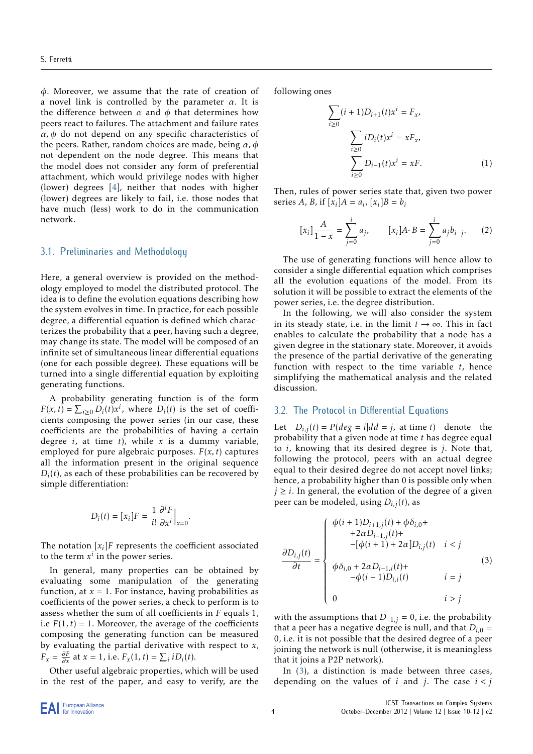$\phi$. Moreover, we assume that the rate of creation of a novel link is controlled by the parameter $\alpha$. It is the difference between $\alpha$ and $\phi$ that determines how peers react to failures. The attachment and failure rates $\alpha, \phi$ do not depend on any specific characteristics of the peers. Rather, random choices are made, being $\alpha, \phi$ not dependent on the node degree. This means that the model does not consider any form of preferential attachment, which would privilege nodes with higher (lower) degrees [4], neither that nodes with higher (lower) degrees are likely to fail, i.e. those nodes that have much (less) work to do in the communication network.

### 3.1. Preliminaries and Methodology

Here, a general overview is provided on the methodology employed to model the distributed protocol. The idea is to define the evolution equations describing how the system evolves in time. In practice, for each possible degree, a differential equation is defined which characterizes the probability that a peer, having such a degree, may change its state. The model will be composed of an infinite set of simultaneous linear differential equations (one for each possible degree). These equations will be turned into a single differential equation by exploiting generating functions.

A probability generating function is of the form $F(x,t) = \sum_{i\geq 0} D_i(t)x^i$, where $D_i(t)$ is the set of coefficients composing the power series (in our case, these coefficients are the probabilities of having a certain degree $i$, at time $t$), while $x$ is a dummy variable, employed for pure algebraic purposes. $F(x,t)$ captures all the information present in the original sequence $D_i(t)$, as each of these probabilities can be recovered by simple differentiation:

$$D_i(t) = [x_i]F = \frac{1}{i!}\frac{\partial^i F}{\partial x^i}\Big|_{x=0}.$$

The notation $[x_i]F$ represents the coefficient associated to the term $x^i$ in the power series.

In general, many properties can be obtained by evaluating some manipulation of the generating function, at $x = 1$. For instance, having probabilities as coefficients of the power series, a check to perform is to assess whether the sum of all coefficients in $F$ equals 1, i.e $F(1,t) = 1$. Moreover, the average of the coefficients composing the generating function can be measured by evaluating the partial derivative with respect to $x$, $F_x = \frac{\partial F}{\partial x}$ at $x = 1$, i.e. $F_x(1,t) = \sum_i iD_i(t)$.

Other useful algebraic properties, which will be used in the rest of the paper, and easy to verify, are the following ones

$$\begin{aligned}\sum_{i\geq 0}(i+1)D_{i+1}(t)x^i &= F_x,\\ \sum_{i\geq 0} iD_i(t)x^i &= xF_x,\\ \sum_{i\geq 0} D_{i-1}(t)x^i &= xF.\end{aligned} \tag{1}$$

Then, rules of power series state that, given two power series $A$, $B$, if $[x_i]A = a_i$, $[x_i]B = b_i$

$$[x_i]\frac{A}{1-x} = \sum_{j=0}^{i} a_j, \qquad [x_i]A\cdot B = \sum_{j=0}^{i} a_j b_{i-j}. \tag{2}$$

The use of generating functions will hence allow to consider a single differential equation which comprises all the evolution equations of the model. From its solution it will be possible to extract the elements of the power series, i.e. the degree distribution.

In the following, we will also consider the system in its steady state, i.e. in the limit $t \to \infty$. This in fact enables to calculate the probability that a node has a given degree in the stationary state. Moreover, it avoids the presence of the partial derivative of the generating function with respect to the time variable $t$, hence simplifying the mathematical analysis and the related discussion.

### 3.2. The Protocol in Differential Equations

Let $D_{i,j}(t) = P(deg = i|dd = j$, at time $t)$ denote the probability that a given node at time $t$ has degree equal to $i$, knowing that its desired degree is $j$. Note that, following the protocol, peers with an actual degree equal to their desired degree do not accept novel links; hence, a probability higher than 0 is possible only when $j \geq i$. In general, the evolution of the degree of a given peer can be modeled, using $D_{i,j}(t)$, as

$$\frac{\partial D_{i,j}(t)}{\partial t} = \begin{cases} \phi(i+1)D_{i+1,j}(t) + \phi\delta_{i,0} + \\ \quad +2\alpha D_{i-1,j}(t) + \\ \quad -[\phi(i+1) + 2\alpha]D_{i,j}(t) & i < j \\ \\ \phi\delta_{i,0} + 2\alpha D_{i-1,i}(t) + \\ \quad -\phi(i+1)D_{i,i}(t) & i = j \\ \\ 0 & i > j \end{cases} \tag{3}$$

with the assumptions that $D_{-1,j} = 0$, i.e. the probability that a peer has a negative degree is null, and that $D_{i,0} = 0$, i.e. it is not possible that the desired degree of a peer joining the network is null (otherwise, it is meaningless that it joins a P2P network).

In (3), a distinction is made between three cases, depending on the values of $i$ and $j$. The case $i < j$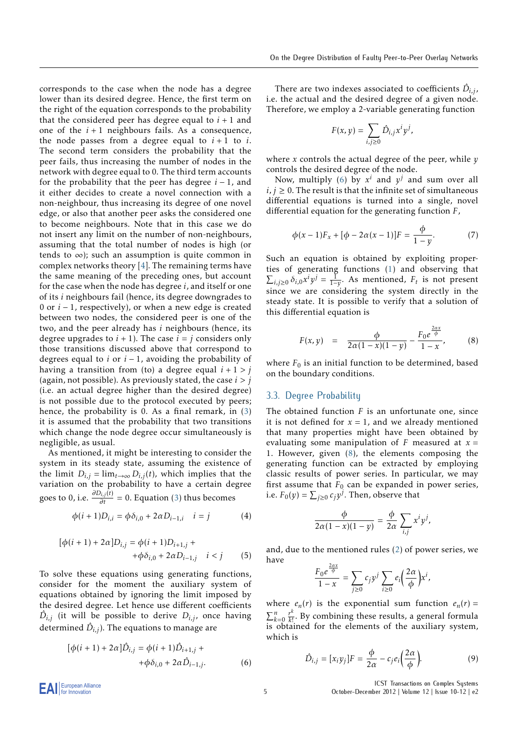corresponds to the case when the node has a degree lower than its desired degree. Hence, the first term on the right of the equation corresponds to the probability that the considered peer has degree equal to $i+1$ and one of the $i+1$ neighbours fails. As a consequence, the node passes from a degree equal to $i+1$ to $i$. The second term considers the probability that the peer fails, thus increasing the number of nodes in the network with degree equal to 0. The third term accounts for the probability that the peer has degree $i-1$, and it either decides to create a novel connection with a non-neighbour, thus increasing its degree of one novel edge, or also that another peer asks the considered one to become neighbours. Note that in this case we do not insert any limit on the number of non-neighbours, assuming that the total number of nodes is high (or tends to $\infty$); such an assumption is quite common in complex networks theory [4]. The remaining terms have the same meaning of the preceding ones, but account for the case when the node has degree $i$, and itself or one of its $i$ neighbours fail (hence, its degree downgrades to 0 or $i-1$, respectively), or when a new edge is created between two nodes, the considered peer is one of the two, and the peer already has $i$ neighbours (hence, its degree upgrades to $i+1$). The case $i = j$ considers only those transitions discussed above that correspond to degrees equal to $i$ or $i-1$, avoiding the probability of having a transition from (to) a degree equal $i+1 > j$ (again, not possible). As previously stated, the case $i > j$ (i.e. an actual degree higher than the desired degree) is not possible due to the protocol executed by peers; hence, the probability is 0. As a final remark, in (3) it is assumed that the probability that two transitions which change the node degree occur simultaneously is negligible, as usual.

As mentioned, it might be interesting to consider the system in its steady state, assuming the existence of the limit $D_{i,j} = \lim_{t\to\infty} D_{i,j}(t)$, which implies that the variation on the probability to have a certain degree goes to 0, i.e. $\frac{\partial D_{i,j}(t)}{\partial t} = 0$. Equation (3) thus becomes

$$\phi(i+1)D_{i,i} = \phi\delta_{i,0} + 2\alpha D_{i-1,i} \quad i = j \tag{4}$$

$$[\phi(i+1) + 2\alpha]D_{i,j} = \phi(i+1)D_{i+1,j} + \phi\delta_{i,0} + 2\alpha D_{i-1,j} \quad i < j \tag{5}$$

To solve these equations using generating functions, consider for the moment the auxiliary system of equations obtained by ignoring the limit imposed by the desired degree. Let hence use different coefficients $\hat{D}_{i,j}$ (it will be possible to derive $D_{i,j}$, once having determined $\hat{D}_{i,j}$). The equations to manage are

$$[\phi(i+1) + 2\alpha]\hat{D}_{i,j} = \phi(i+1)\hat{D}_{i+1,j} + \phi\delta_{i,0} + 2\alpha\hat{D}_{i-1,j}. \tag{6}$$

There are two indexes associated to coefficients $\hat{D}_{i,j}$, i.e. the actual and the desired degree of a given node. Therefore, we employ a 2-variable generating function

$$F(x,y) = \sum_{i,j\geq 0} \hat{D}_{i,j} x^i y^j,$$

where $x$ controls the actual degree of the peer, while $y$ controls the desired degree of the node.

Now, multiply (6) by $x^i$ and $y^j$ and sum over all $i, j \geq 0$. The result is that the infinite set of simultaneous differential equations is turned into a single, novel differential equation for the generating function $F$,

$$\phi(x-1)F_x + [\phi - 2\alpha(x-1)]F = \frac{\phi}{1-y}. \tag{7}$$

Such an equation is obtained by exploiting properties of generating functions (1) and observing that $\sum_{i,j\geq 0} \delta_{i,0} x^i y^j = \frac{1}{1-y}$. As mentioned, $F_t$ is not present since we are considering the system directly in the steady state. It is possible to verify that a solution of this differential equation is

$$F(x,y) = \frac{\phi}{2\alpha(1-x)(1-y)} - \frac{F_0 e^{\frac{2\alpha x}{\phi}}}{1-x}, \tag{8}$$

where $F_0$ is an initial function to be determined, based on the boundary conditions.

### 3.3. Degree Probability

The obtained function $F$ is an unfortunate one, since it is not defined for $x = 1$, and we already mentioned that many properties might have been obtained by evaluating some manipulation of $F$ measured at $x = 1$. However, given (8), the elements composing the generating function can be extracted by employing classic results of power series. In particular, we may first assume that $F_0$ can be expanded in power series, i.e. $F_0(y) = \sum_{j\geq 0} c_j y^j$. Then, observe that

$$\frac{\phi}{2\alpha(1-x)(1-y)} = \frac{\phi}{2\alpha}\sum_{i,j} x^i y^j,$$

and, due to the mentioned rules (2) of power series, we have

$$\frac{F_0 e^{\frac{2\alpha x}{\phi}}}{1-x} = \sum_{j\geq 0} c_j y^j \sum_{i\geq 0} e_i\Big(\frac{2\alpha}{\phi}\Big) x^i,$$

where $e_n(r)$ is the exponential sum function $e_n(r) = \sum_{k=0}^{n} \frac{r^k}{k!}$. By combining these results, a general formula is obtained for the elements of the auxiliary system, which is

$$\hat{D}_{i,j} = [x_i y_j]F = \frac{\phi}{2\alpha} - c_j e_i\Big(\frac{2\alpha}{\phi}\Big). \tag{9}$$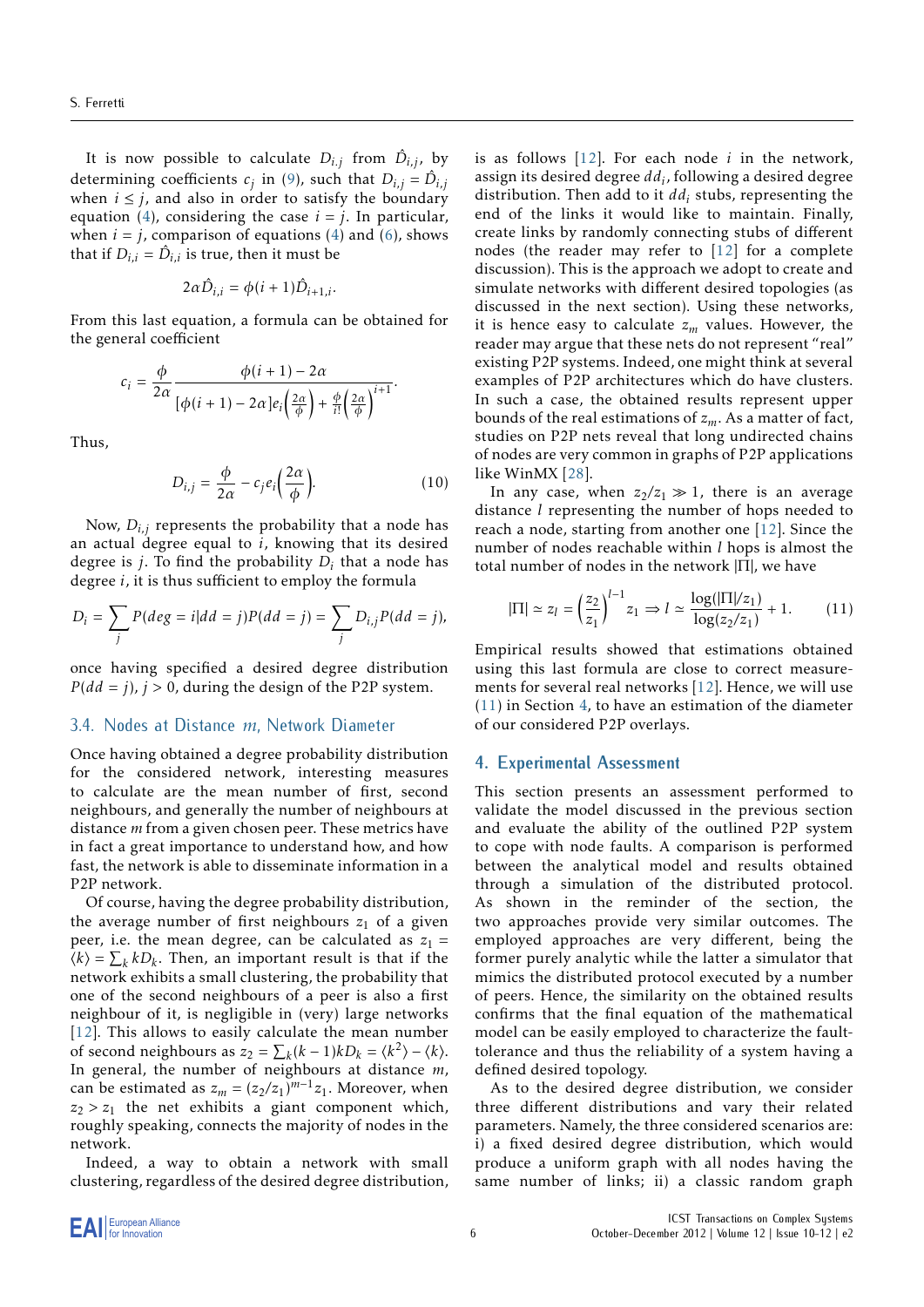It is now possible to calculate $D_{i,j}$ from $\hat{D}_{i,j}$, by determining coefficients $c_j$ in (9), such that $D_{i,j} = \hat{D}_{i,j}$ when $i \leq j$, and also in order to satisfy the boundary equation (4), considering the case $i = j$. In particular, when $i = j$, comparison of equations (4) and (6), shows that if $D_{i,i} = \hat{D}_{i,i}$ is true, then it must be

$$2\alpha \hat{D}_{i,i} = \phi(i+1)\hat{D}_{i+1,i}.$$

From this last equation, a formula can be obtained for the general coefficient

$$c_i = \frac{\phi}{2\alpha} \frac{\phi(i+1) - 2\alpha}{[\phi(i+1) - 2\alpha] e_i\left(\frac{2\alpha}{\phi}\right) + \frac{\phi}{i!}\left(\frac{2\alpha}{\phi}\right)^{i+1}}.$$

Thus,

$$D_{i,j} = \frac{\phi}{2\alpha} - c_j e_i\left(\frac{2\alpha}{\phi}\right). \tag{10}$$

Now, $D_{i,j}$ represents the probability that a node has an actual degree equal to $i$, knowing that its desired degree is $j$. To find the probability $D_i$ that a node has degree $i$, it is thus sufficient to employ the formula

$$D_i = \sum_j P(deg = i | dd = j) P(dd = j) = \sum_j D_{i,j} P(dd = j),$$

once having specified a desired degree distribution $P(dd = j)$, $j > 0$, during the design of the P2P system.

### 3.4. Nodes at Distance $m$, Network Diameter

Once having obtained a degree probability distribution for the considered network, interesting measures to calculate are the mean number of first, second neighbours, and generally the number of neighbours at distance $m$ from a given chosen peer. These metrics have in fact a great importance to understand how, and how fast, the network is able to disseminate information in a P2P network.

Of course, having the degree probability distribution, the average number of first neighbours $z_1$ of a given peer, i.e. the mean degree, can be calculated as $z_1 = \langle k \rangle = \sum_k k D_k$. Then, an important result is that if the network exhibits a small clustering, the probability that one of the second neighbours of a peer is also a first neighbour of it, is negligible in (very) large networks [12]. This allows to easily calculate the mean number of second neighbours as $z_2 = \sum_k (k-1) k D_k = \langle k^2 \rangle - \langle k \rangle$. In general, the number of neighbours at distance $m$, can be estimated as $z_m = (z_2/z_1)^{m-1} z_1$. Moreover, when $z_2 > z_1$ the net exhibits a giant component which, roughly speaking, connects the majority of nodes in the network.

Indeed, a way to obtain a network with small clustering, regardless of the desired degree distribution, is as follows [12]. For each node $i$ in the network, assign its desired degree $dd_i$, following a desired degree distribution. Then add to it $dd_i$ stubs, representing the end of the links it would like to maintain. Finally, create links by randomly connecting stubs of different nodes (the reader may refer to [12] for a complete discussion). This is the approach we adopt to create and simulate networks with different desired topologies (as discussed in the next section). Using these networks, it is hence easy to calculate $z_m$ values. However, the reader may argue that these nets do not represent "real" existing P2P systems. Indeed, one might think at several examples of P2P architectures which do have clusters. In such a case, the obtained results represent upper bounds of the real estimations of $z_m$. As a matter of fact, studies on P2P nets reveal that long undirected chains of nodes are very common in graphs of P2P applications like WinMX [28].

In any case, when $z_2/z_1 \gg 1$, there is an average distance $l$ representing the number of hops needed to reach a node, starting from another one [12]. Since the number of nodes reachable within $l$ hops is almost the total number of nodes in the network $|\Pi|$, we have

$$|\Pi| \simeq z_l = \left(\frac{z_2}{z_1}\right)^{l-1} z_1 \Rightarrow l \simeq \frac{\log(|\Pi|/z_1)}{\log(z_2/z_1)} + 1. \tag{11}$$

Empirical results showed that estimations obtained using this last formula are close to correct measurements for several real networks [12]. Hence, we will use (11) in Section 4, to have an estimation of the diameter of our considered P2P overlays.

## 4. Experimental Assessment

This section presents an assessment performed to validate the model discussed in the previous section and evaluate the ability of the outlined P2P system to cope with node faults. A comparison is performed between the analytical model and results obtained through a simulation of the distributed protocol. As shown in the reminder of the section, the two approaches provide very similar outcomes. The employed approaches are very different, being the former purely analytic while the latter a simulator that mimics the distributed protocol executed by a number of peers. Hence, the similarity on the obtained results confirms that the final equation of the mathematical model can be easily employed to characterize the fault-tolerance and thus the reliability of a system having a defined desired topology.

As to the desired degree distribution, we consider three different distributions and vary their related parameters. Namely, the three considered scenarios are: i) a fixed desired degree distribution, which would produce a uniform graph with all nodes having the same number of links; ii) a classic random graph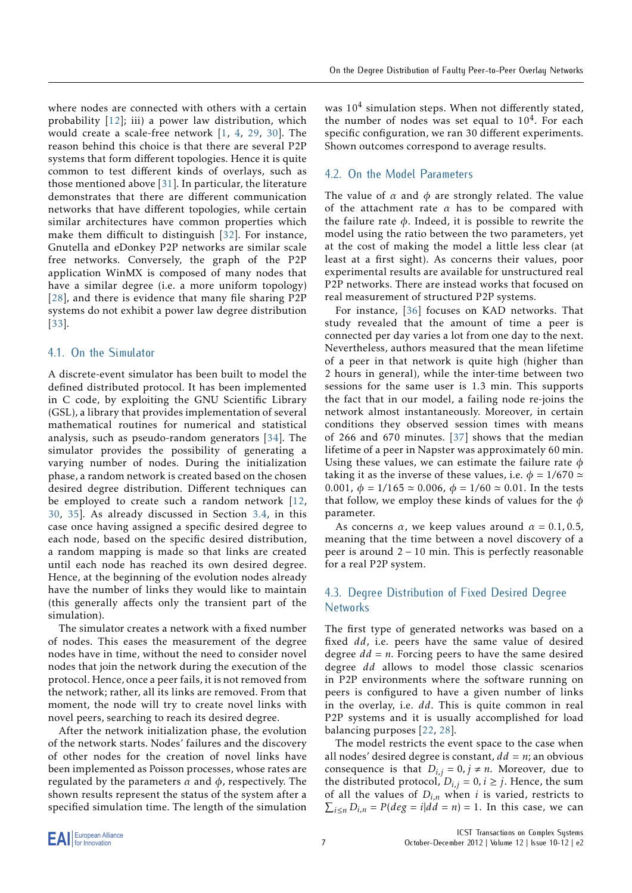where nodes are connected with others with a certain probability [12]; iii) a power law distribution, which would create a scale-free network [1, 4, 29, 30]. The reason behind this choice is that there are several P2P systems that form different topologies. Hence it is quite common to test different kinds of overlays, such as those mentioned above [31]. In particular, the literature demonstrates that there are different communication networks that have different topologies, while certain similar architectures have common properties which make them difficult to distinguish [32]. For instance, Gnutella and eDonkey P2P networks are similar scale free networks. Conversely, the graph of the P2P application WinMX is composed of many nodes that have a similar degree (i.e. a more uniform topology) [28], and there is evidence that many file sharing P2P systems do not exhibit a power law degree distribution [33].

### 4.1. On the Simulator

A discrete-event simulator has been built to model the defined distributed protocol. It has been implemented in C code, by exploiting the GNU Scientific Library (GSL), a library that provides implementation of several mathematical routines for numerical and statistical analysis, such as pseudo-random generators [34]. The simulator provides the possibility of generating a varying number of nodes. During the initialization phase, a random network is created based on the chosen desired degree distribution. Different techniques can be employed to create such a random network [12, 30, 35]. As already discussed in Section 3.4, in this case once having assigned a specific desired degree to each node, based on the specific desired distribution, a random mapping is made so that links are created until each node has reached its own desired degree. Hence, at the beginning of the evolution nodes already have the number of links they would like to maintain (this generally affects only the transient part of the simulation).

The simulator creates a network with a fixed number of nodes. This eases the measurement of the degree nodes have in time, without the need to consider novel nodes that join the network during the execution of the protocol. Hence, once a peer fails, it is not removed from the network; rather, all its links are removed. From that moment, the node will try to create novel links with novel peers, searching to reach its desired degree.

After the network initialization phase, the evolution of the network starts. Nodes' failures and the discovery of other nodes for the creation of novel links have been implemented as Poisson processes, whose rates are regulated by the parameters $\alpha$ and $\phi$, respectively. The shown results represent the status of the system after a specified simulation time. The length of the simulation was $10^4$ simulation steps. When not differently stated, the number of nodes was set equal to $10^4$. For each specific configuration, we ran 30 different experiments. Shown outcomes correspond to average results.

### 4.2. On the Model Parameters

The value of $\alpha$ and $\phi$ are strongly related. The value of the attachment rate $\alpha$ has to be compared with the failure rate $\phi$. Indeed, it is possible to rewrite the model using the ratio between the two parameters, yet at the cost of making the model a little less clear (at least at a first sight). As concerns their values, poor experimental results are available for unstructured real P2P networks. There are instead works that focused on real measurement of structured P2P systems.

For instance, [36] focuses on KAD networks. That study revealed that the amount of time a peer is connected per day varies a lot from one day to the next. Nevertheless, authors measured that the mean lifetime of a peer in that network is quite high (higher than 2 hours in general), while the inter-time between two sessions for the same user is 1.3 min. This supports the fact that in our model, a failing node re-joins the network almost instantaneously. Moreover, in certain conditions they observed session times with means of 266 and 670 minutes. [37] shows that the median lifetime of a peer in Napster was approximately 60 min. Using these values, we can estimate the failure rate $\phi$ taking it as the inverse of these values, i.e. $\phi = 1/670 \simeq 0.001$, $\phi = 1/165 \simeq 0.006$, $\phi = 1/60 \simeq 0.01$. In the tests that follow, we employ these kinds of values for the $\phi$ parameter.

As concerns $\alpha$, we keep values around $\alpha = 0.1, 0.5$, meaning that the time between a novel discovery of a peer is around $2-10$ min. This is perfectly reasonable for a real P2P system.

### 4.3. Degree Distribution of Fixed Desired Degree Networks

The first type of generated networks was based on a fixed $dd$, i.e. peers have the same value of desired degree $dd = n$. Forcing peers to have the same desired degree $dd$ allows to model those classic scenarios in P2P environments where the software running on peers is configured to have a given number of links in the overlay, i.e. $dd$. This is quite common in real P2P systems and it is usually accomplished for load balancing purposes [22, 28].

The model restricts the event space to the case when all nodes' desired degree is constant, $dd = n$; an obvious consequence is that $D_{i,j} = 0, j \neq n$. Moreover, due to the distributed protocol, $D_{i,j} = 0, i \geq j$. Hence, the sum of all the values of $D_{i,n}$ when $i$ is varied, restricts to $\sum_{i \leq n} D_{i,n} = P(deg = i|dd = n) = 1$. In this case, we can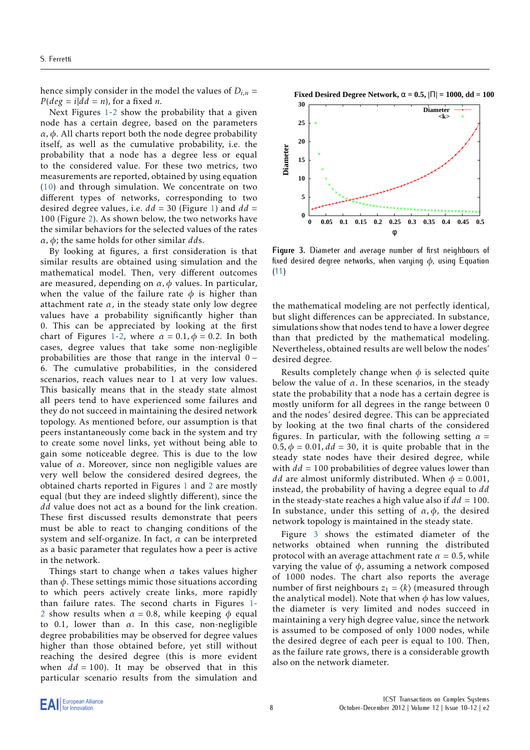hence simply consider in the model the values of $D_{i,n} = P(deg = i|dd = n)$, for a fixed $n$.

Next Figures 1-2 show the probability that a given node has a certain degree, based on the parameters $\alpha, \phi$. All charts report both the node degree probability itself, as well as the cumulative probability, i.e. the probability that a node has a degree less or equal to the considered value. For these two metrics, two measurements are reported, obtained by using equation (10) and through simulation. We concentrate on two different types of networks, corresponding to two desired degree values, i.e. $dd = 30$ (Figure 1) and $dd = 100$ (Figure 2). As shown below, the two networks have the similar behaviors for the selected values of the rates $\alpha, \phi$; the same holds for other similar $dd$s.

By looking at figures, a first consideration is that similar results are obtained using simulation and the mathematical model. Then, very different outcomes are measured, depending on $\alpha, \phi$ values. In particular, when the value of the failure rate $\phi$ is higher than attachment rate $\alpha$, in the steady state only low degree values have a probability significantly higher than 0. This can be appreciated by looking at the first chart of Figures 1-2, where $\alpha = 0.1, \phi = 0.2$. In both cases, degree values that take some non-negligible probabilities are those that range in the interval $0 - 6$. The cumulative probabilities, in the considered scenarios, reach values near to 1 at very low values. This basically means that in the steady state almost all peers tend to have experienced some failures and they do not succeed in maintaining the desired network topology. As mentioned before, our assumption is that peers instantaneously come back in the system and try to create some novel links, yet without being able to gain some noticeable degree. This is due to the low value of $\alpha$. Moreover, since non negligible values are very well below the considered desired degrees, the obtained charts reported in Figures 1 and 2 are mostly equal (but they are indeed slightly different), since the $dd$ value does not act as a bound for the link creation. These first discussed results demonstrate that peers must be able to react to changing conditions of the system and self-organize. In fact, $\alpha$ can be interpreted as a basic parameter that regulates how a peer is active in the network.

Things start to change when $\alpha$ takes values higher than $\phi$. These settings mimic those situations according to which peers actively create links, more rapidly than failure rates. The second charts in Figures 1-2 show results when $\alpha = 0.8$, while keeping $\phi$ equal to 0.1, lower than $\alpha$. In this case, non-negligible degree probabilities may be observed for degree values higher than those obtained before, yet still without reaching the desired degree (this is more evident when $dd = 100$). It may be observed that in this particular scenario results from the simulation and the mathematical modeling are not perfectly identical, but slight differences can be appreciated. In substance, simulations show that nodes tend to have a lower degree than that predicted by the mathematical modeling. Nevertheless, obtained results are well below the nodes' desired degree.

Results completely change when $\phi$ is selected quite below the value of $\alpha$. In these scenarios, in the steady state the probability that a node has a certain degree is mostly uniform for all degrees in the range between 0 and the nodes' desired degree. This can be appreciated by looking at the two final charts of the considered figures. In particular, with the following setting $\alpha = 0.5, \phi = 0.01, dd = 30$, it is quite probable that in the steady state nodes have their desired degree, while with $dd = 100$ probabilities of degree values lower than $dd$ are almost uniformly distributed. When $\phi = 0.001$, instead, the probability of having a degree equal to $dd$ in the steady-state reaches a high value also if $dd = 100$. In substance, under this setting of $\alpha, \phi$, the desired network topology is maintained in the steady state.

Figure 3. Diameter and average number of first neighbours of fixed desired degree networks, when varying $\phi$, using Equation (11)

Figure 3 shows the estimated diameter of the networks obtained when running the distributed protocol with an average attachment rate $\alpha = 0.5$, while varying the value of $\phi$, assuming a network composed of 1000 nodes. The chart also reports the average number of first neighbours $z_1 = \langle k \rangle$ (measured through the analytical model). Note that when $\phi$ has low values, the diameter is very limited and nodes succeed in maintaining a very high degree value, since the network is assumed to be composed of only 1000 nodes, while the desired degree of each peer is equal to 100. Then, as the failure rate grows, there is a considerable growth also on the network diameter.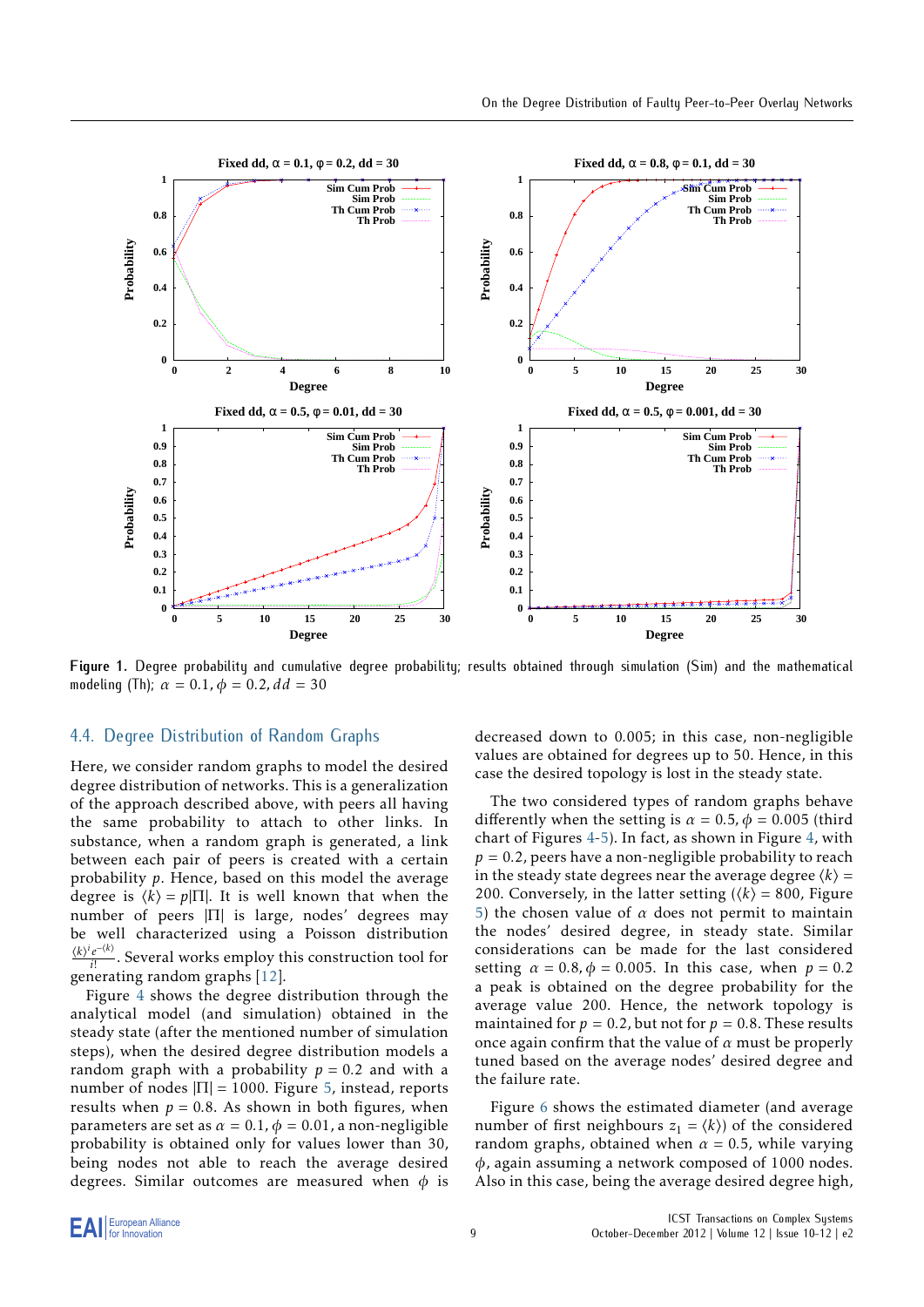**Figure 1.** Degree probability and cumulative degree probability; results obtained through simulation (Sim) and the mathematical modeling (Th); $\alpha = 0.1, \phi = 0.2, dd = 30$

### 4.4. Degree Distribution of Random Graphs

Here, we consider random graphs to model the desired degree distribution of networks. This is a generalization of the approach described above, with peers all having the same probability to attach to other links. In substance, when a random graph is generated, a link between each pair of peers is created with a certain probability $p$. Hence, based on this model the average degree is $\langle k \rangle = p|\Pi|$. It is well known that when the number of peers $|\Pi|$ is large, nodes' degrees may be well characterized using a Poisson distribution $\frac{\langle k \rangle^i e^{-\langle k \rangle}}{i!}$. Several works employ this construction tool for generating random graphs [12].

Figure 4 shows the degree distribution through the analytical model (and simulation) obtained in the steady state (after the mentioned number of simulation steps), when the desired degree distribution models a random graph with a probability $p = 0.2$ and with a number of nodes $|\Pi| = 1000$. Figure 5, instead, reports results when $p = 0.8$. As shown in both figures, when parameters are set as $\alpha = 0.1, \phi = 0.01$, a non-negligible probability is obtained only for values lower than 30, being nodes not able to reach the average desired degrees. Similar outcomes are measured when $\phi$ is decreased down to 0.005; in this case, non-negligible values are obtained for degrees up to 50. Hence, in this case the desired topology is lost in the steady state.

The two considered types of random graphs behave differently when the setting is $\alpha = 0.5, \phi = 0.005$ (third chart of Figures 4-5). In fact, as shown in Figure 4, with $p = 0.2$, peers have a non-negligible probability to reach in the steady state degrees near the average degree $\langle k \rangle = 200$. Conversely, in the latter setting ($\langle k \rangle = 800$, Figure 5) the chosen value of $\alpha$ does not permit to maintain the nodes' desired degree, in steady state. Similar considerations can be made for the last considered setting $\alpha = 0.8, \phi = 0.005$. In this case, when $p = 0.2$ a peak is obtained on the degree probability for the average value 200. Hence, the network topology is maintained for $p = 0.2$, but not for $p = 0.8$. These results once again confirm that the value of $\alpha$ must be properly tuned based on the average nodes' desired degree and the failure rate.

Figure 6 shows the estimated diameter (and average number of first neighbours $z_1 = \langle k \rangle$) of the considered random graphs, obtained when $\alpha = 0.5$, while varying $\phi$, again assuming a network composed of 1000 nodes. Also in this case, being the average desired degree high,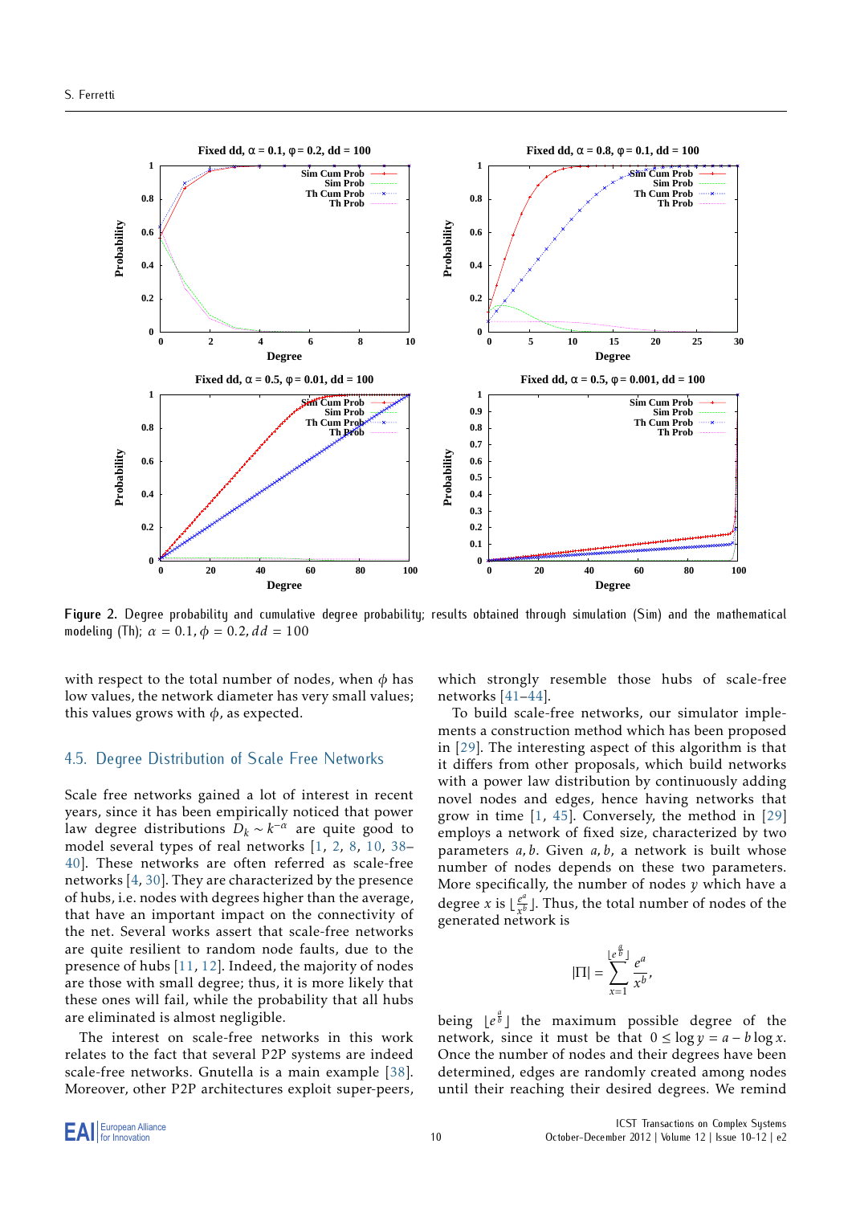Figure 2. Degree probability and cumulative degree probability; results obtained through simulation (Sim) and the mathematical modeling (Th); $\alpha = 0.1, \phi = 0.2, dd = 100$

with respect to the total number of nodes, when $\phi$ has low values, the network diameter has very small values; this values grows with $\phi$, as expected.

## 4.5. Degree Distribution of Scale Free Networks

Scale free networks gained a lot of interest in recent years, since it has been empirically noticed that power law degree distributions $D_k \sim k^{-\alpha}$ are quite good to model several types of real networks [1, 2, 8, 10, 38–40]. These networks are often referred as scale-free networks [4, 30]. They are characterized by the presence of hubs, i.e. nodes with degrees higher than the average, that have an important impact on the connectivity of the net. Several works assert that scale-free networks are quite resilient to random node faults, due to the presence of hubs [11, 12]. Indeed, the majority of nodes are those with small degree; thus, it is more likely that these ones will fail, while the probability that all hubs are eliminated is almost negligible.

The interest on scale-free networks in this work relates to the fact that several P2P systems are indeed scale-free networks. Gnutella is a main example [38]. Moreover, other P2P architectures exploit super-peers, which strongly resemble those hubs of scale-free networks [41–44].

To build scale-free networks, our simulator implements a construction method which has been proposed in [29]. The interesting aspect of this algorithm is that it differs from other proposals, which build networks with a power law distribution by continuously adding novel nodes and edges, hence having networks that grow in time [1, 45]. Conversely, the method in [29] employs a network of fixed size, characterized by two parameters $a, b$. Given $a, b$, a network is built whose number of nodes depends on these two parameters. More specifically, the number of nodes $y$ which have a degree $x$ is $\lfloor \frac{e^a}{x^b} \rfloor$. Thus, the total number of nodes of the generated network is

$$|\Pi| = \sum_{x=1}^{\lfloor e^{\frac{a}{b}} \rfloor} \frac{e^a}{x^b},$$

being $\lfloor e^{\frac{a}{b}} \rfloor$ the maximum possible degree of the network, since it must be that $0 \leq \log y = a - b \log x$. Once the number of nodes and their degrees have been determined, edges are randomly created among nodes until their reaching their desired degrees. We remind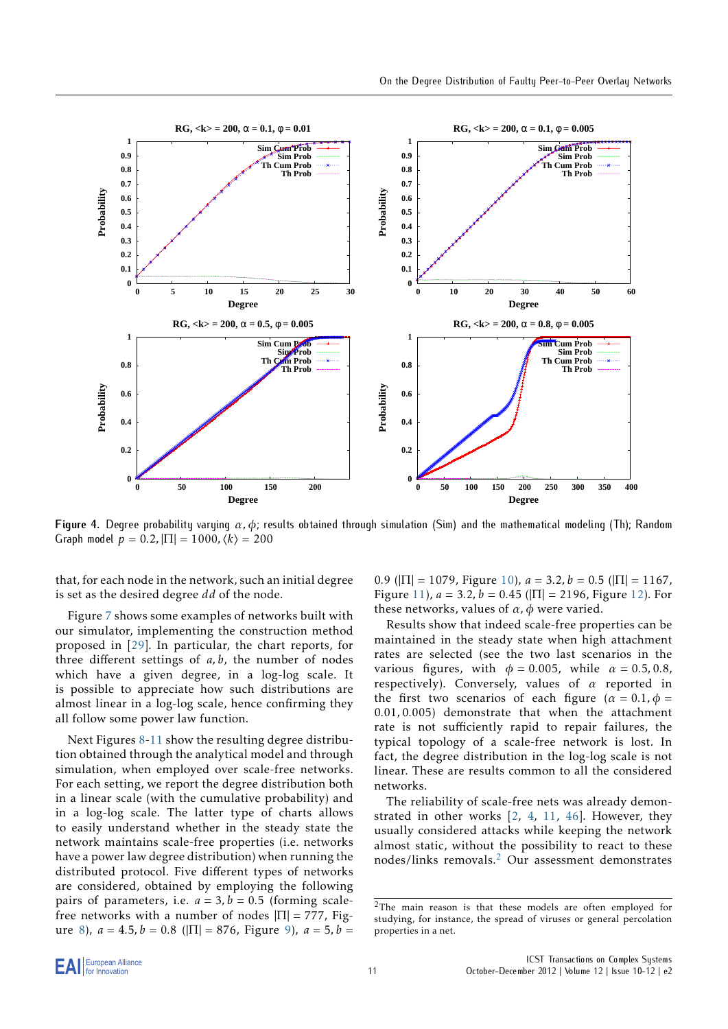Figure 4. Degree probability varying $\alpha, \phi$; results obtained through simulation (Sim) and the mathematical modeling (Th); Random Graph model $p = 0.2, |\Pi| = 1000, \langle k \rangle = 200$

that, for each node in the network, such an initial degree is set as the desired degree $dd$ of the node.

Figure 7 shows some examples of networks built with our simulator, implementing the construction method proposed in [29]. In particular, the chart reports, for three different settings of $a, b$, the number of nodes which have a given degree, in a log-log scale. It is possible to appreciate how such distributions are almost linear in a log-log scale, hence confirming they all follow some power law function.

Next Figures 8-11 show the resulting degree distribution obtained through the analytical model and through simulation, when employed over scale-free networks. For each setting, we report the degree distribution both in a linear scale (with the cumulative probability) and in a log-log scale. The latter type of charts allows to easily understand whether in the steady state the network maintains scale-free properties (i.e. networks have a power law degree distribution) when running the distributed protocol. Five different types of networks are considered, obtained by employing the following pairs of parameters, i.e. $a = 3, b = 0.5$ (forming scale-free networks with a number of nodes $|\Pi| = 777$, Figure 8), $a = 4.5, b = 0.8$ ($|\Pi| = 876$, Figure 9), $a = 5, b = 0.9$ ($|\Pi| = 1079$, Figure 10), $a = 3.2, b = 0.5$ ($|\Pi| = 1167$, Figure 11), $a = 3.2, b = 0.45$ ($|\Pi| = 2196$, Figure 12). For these networks, values of $\alpha, \phi$ were varied.

Results show that indeed scale-free properties can be maintained in the steady state when high attachment rates are selected (see the two last scenarios in the various figures, with $\phi = 0.005$, while $\alpha = 0.5, 0.8$, respectively). Conversely, values of $\alpha$ reported in the first two scenarios of each figure ($\alpha = 0.1, \phi = 0.01, 0.005$) demonstrate that when the attachment rate is not sufficiently rapid to repair failures, the typical topology of a scale-free network is lost. In fact, the degree distribution in the log-log scale is not linear. These are results common to all the considered networks.

The reliability of scale-free nets was already demonstrated in other works [2, 4, 11, 46]. However, they usually considered attacks while keeping the network almost static, without the possibility to react to these nodes/links removals.[2] Our assessment demonstrates

[2]The main reason is that these models are often employed for studying, for instance, the spread of viruses or general percolation properties in a net.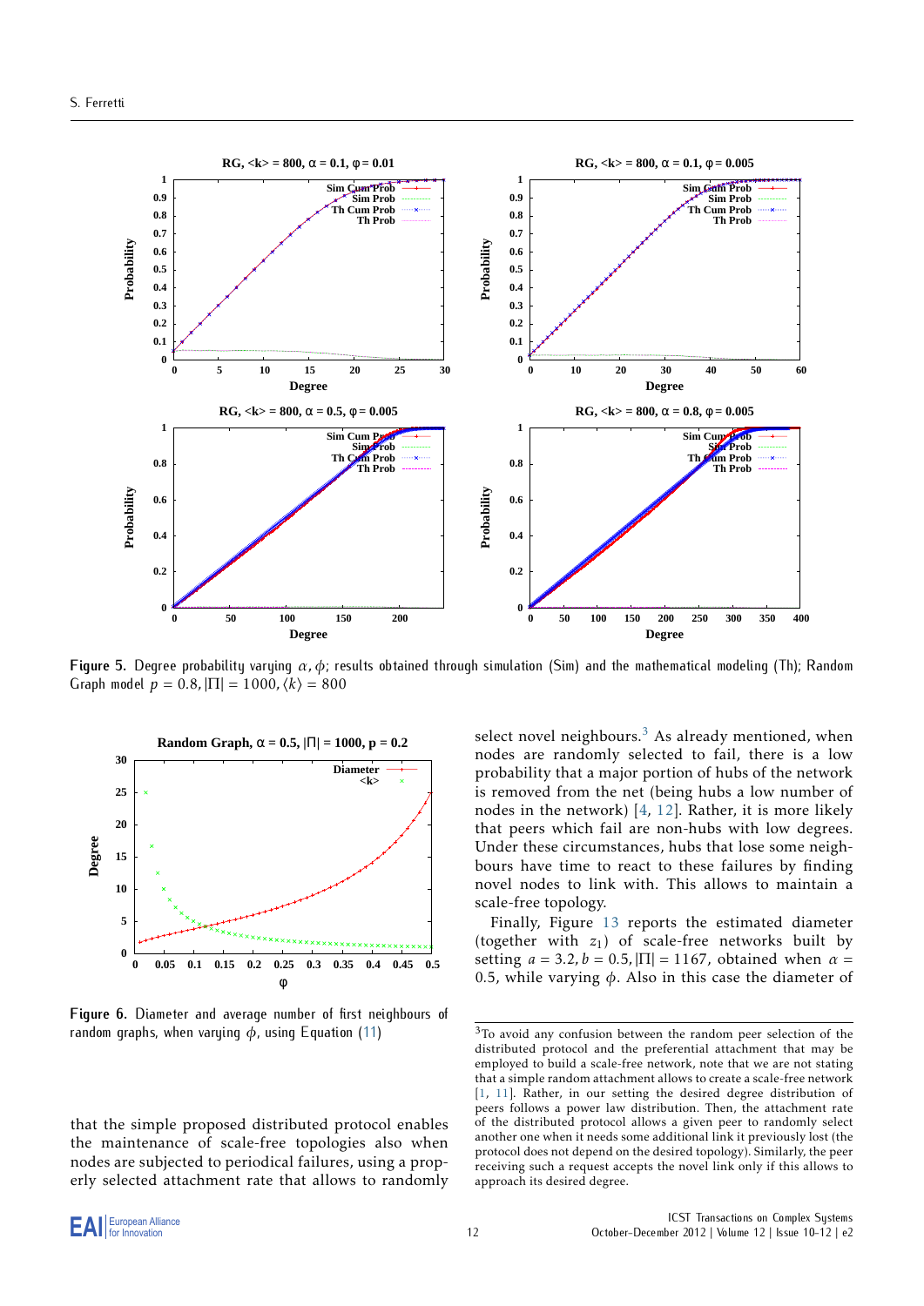**Figure 5.** Degree probability varying $\alpha, \phi$; results obtained through simulation (Sim) and the mathematical modeling (Th); Random Graph model $p = 0.8, |\Pi| = 1000, \langle k \rangle = 800$

**Figure 6.** Diameter and average number of first neighbours of random graphs, when varying $\phi$, using Equation (11)

that the simple proposed distributed protocol enables the maintenance of scale-free topologies also when nodes are subjected to periodical failures, using a properly selected attachment rate that allows to randomly select novel neighbours.[3] As already mentioned, when nodes are randomly selected to fail, there is a low probability that a major portion of hubs of the network is removed from the net (being hubs a low number of nodes in the network) [4, 12]. Rather, it is more likely that peers which fail are non-hubs with low degrees. Under these circumstances, hubs that lose some neighbours have time to react to these failures by finding novel nodes to link with. This allows to maintain a scale-free topology.

Finally, Figure 13 reports the estimated diameter (together with $z_1$) of scale-free networks built by setting $a = 3.2, b = 0.5, |\Pi| = 1167$, obtained when $\alpha = 0.5$, while varying $\phi$. Also in this case the diameter of

[3] To avoid any confusion between the random peer selection of the distributed protocol and the preferential attachment that may be employed to build a scale-free network, note that we are not stating that a simple random attachment allows to create a scale-free network [1, 11]. Rather, in our setting the desired degree distribution of peers follows a power law distribution. Then, the attachment rate of the distributed protocol allows a given peer to randomly select another one when it needs some additional link it previously lost (the protocol does not depend on the desired topology). Similarly, the peer receiving such a request accepts the novel link only if this allows to approach its desired degree.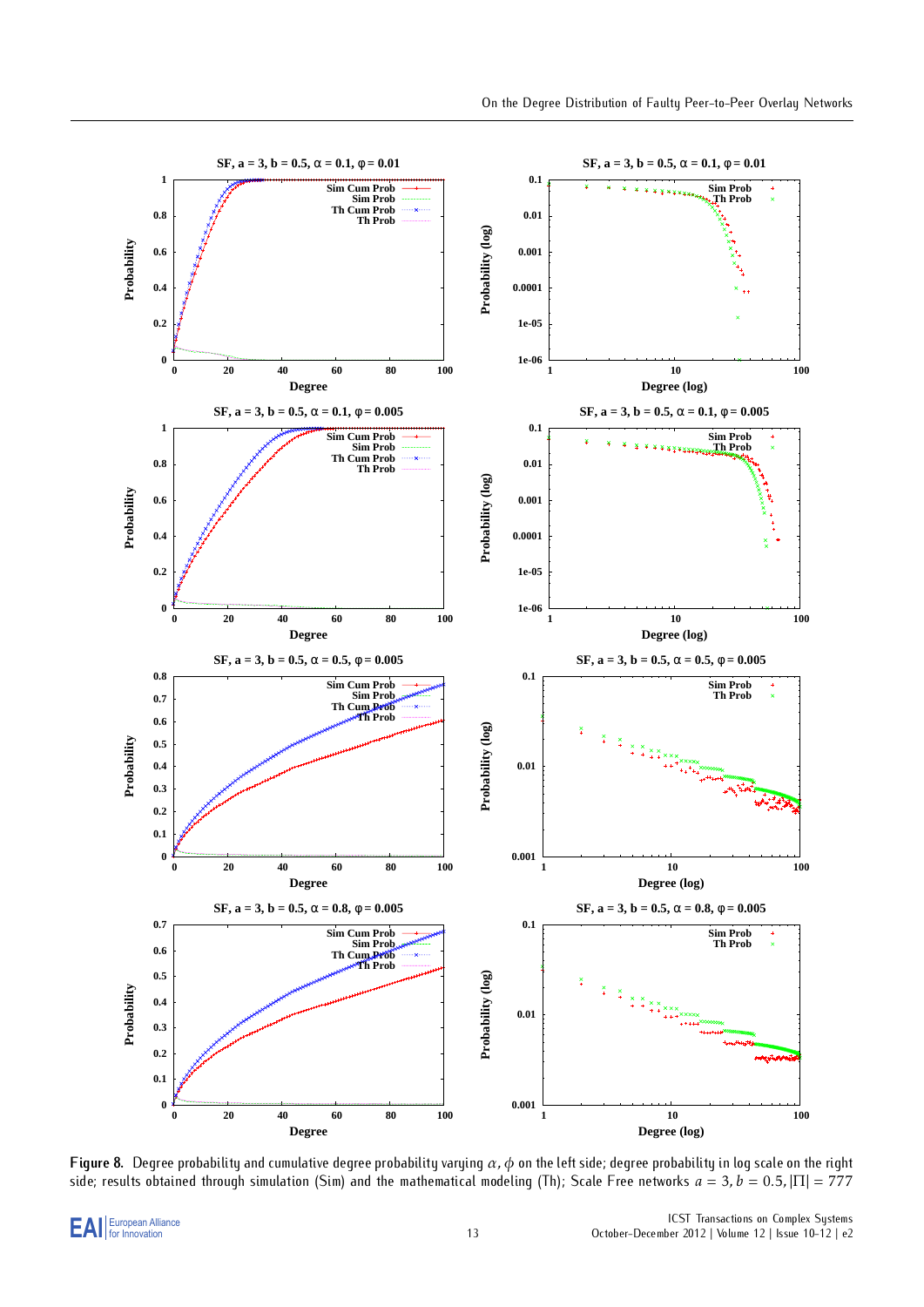Figure 8. Degree probability and cumulative degree probability varying $\alpha, \phi$ on the left side; degree probability in log scale on the right side; results obtained through simulation (Sim) and the mathematical modeling (Th); Scale Free networks $a = 3, b = 0.5, |\Pi| = 777$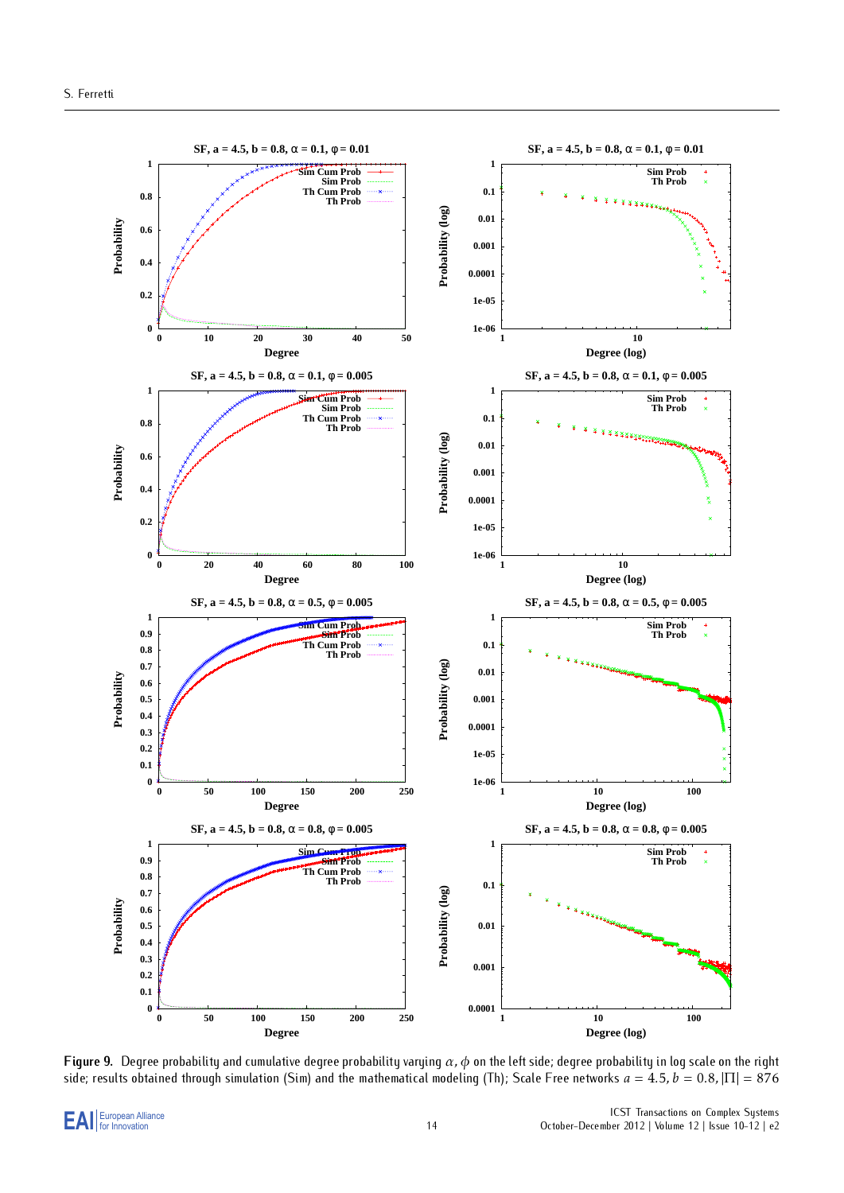Figure 9. Degree probability and cumulative degree probability varying $\alpha, \phi$ on the left side; degree probability in log scale on the right side; results obtained through simulation (Sim) and the mathematical modeling (Th); Scale Free networks $a = 4.5, b = 0.8, |\Pi| = 876$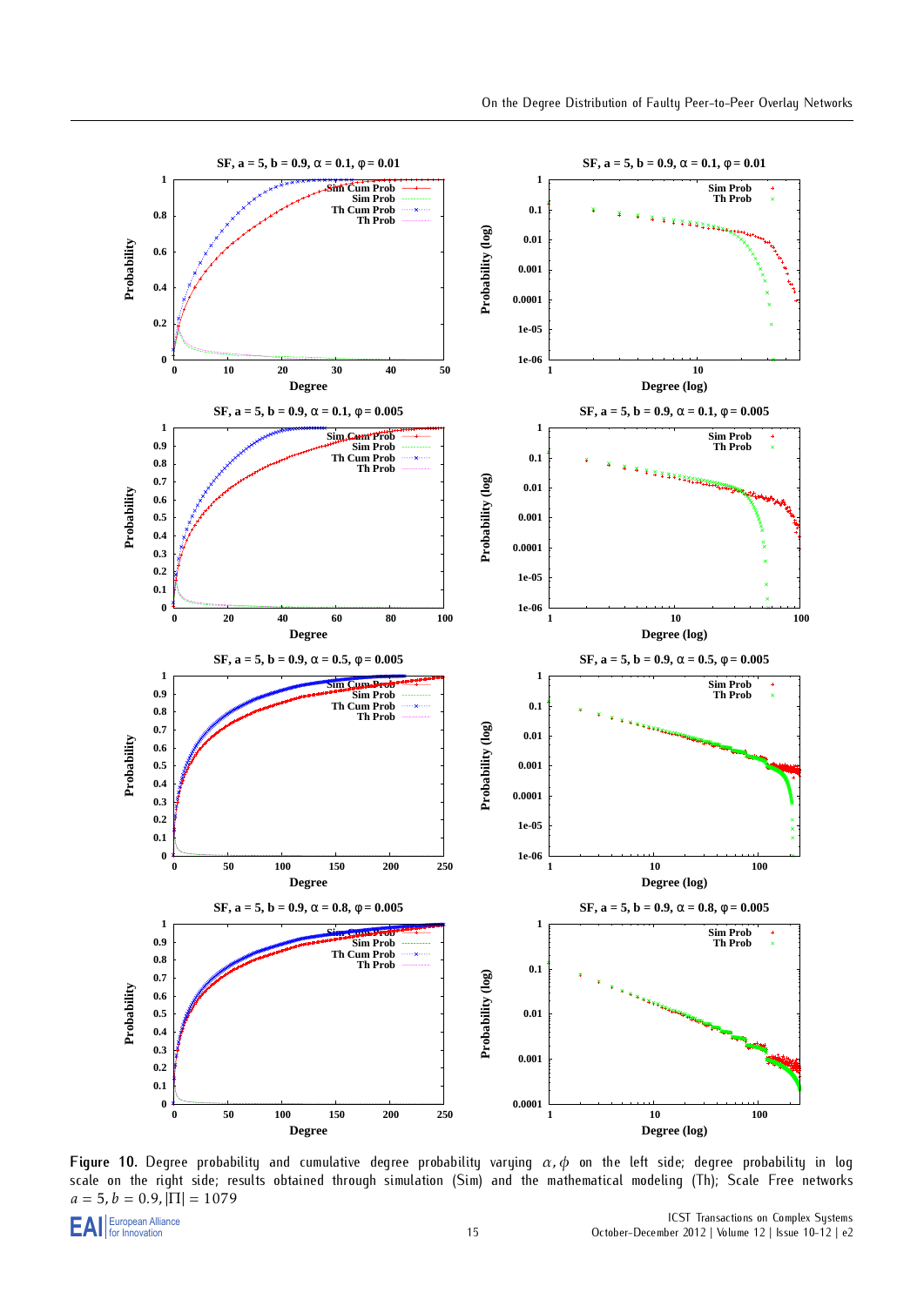**Figure 10.** Degree probability and cumulative degree probability varying $\alpha, \phi$ on the left side; degree probability in log scale on the right side; results obtained through simulation (Sim) and the mathematical modeling (Th); Scale Free networks $a = 5, b = 0.9, |\Pi| = 1079$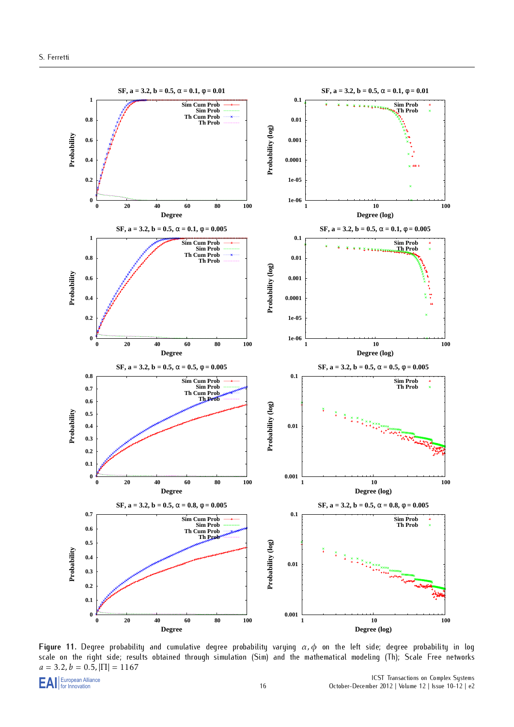**Figure 11.** Degree probability and cumulative degree probability varying $\alpha, \phi$ on the left side; degree probability in log scale on the right side; results obtained through simulation (Sim) and the mathematical modeling (Th); Scale Free networks $a = 3.2, b = 0.5, |\Pi| = 1167$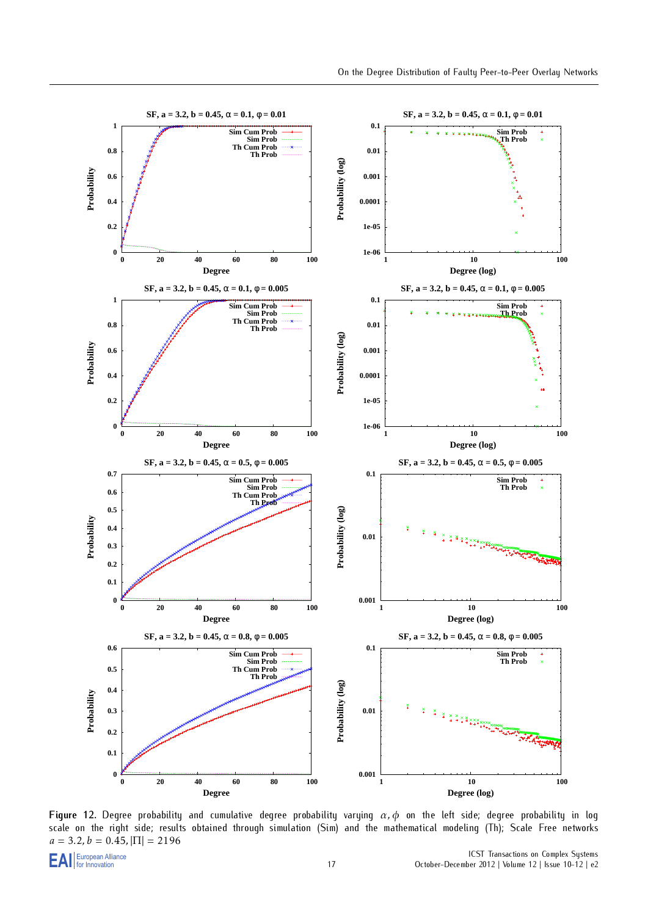Figure 12. Degree probability and cumulative degree probability varying $\alpha, \phi$ on the left side; degree probability in log scale on the right side; results obtained through simulation (Sim) and the mathematical modeling (Th); Scale Free networks $a = 3.2, b = 0.45, |\Pi| = 2196$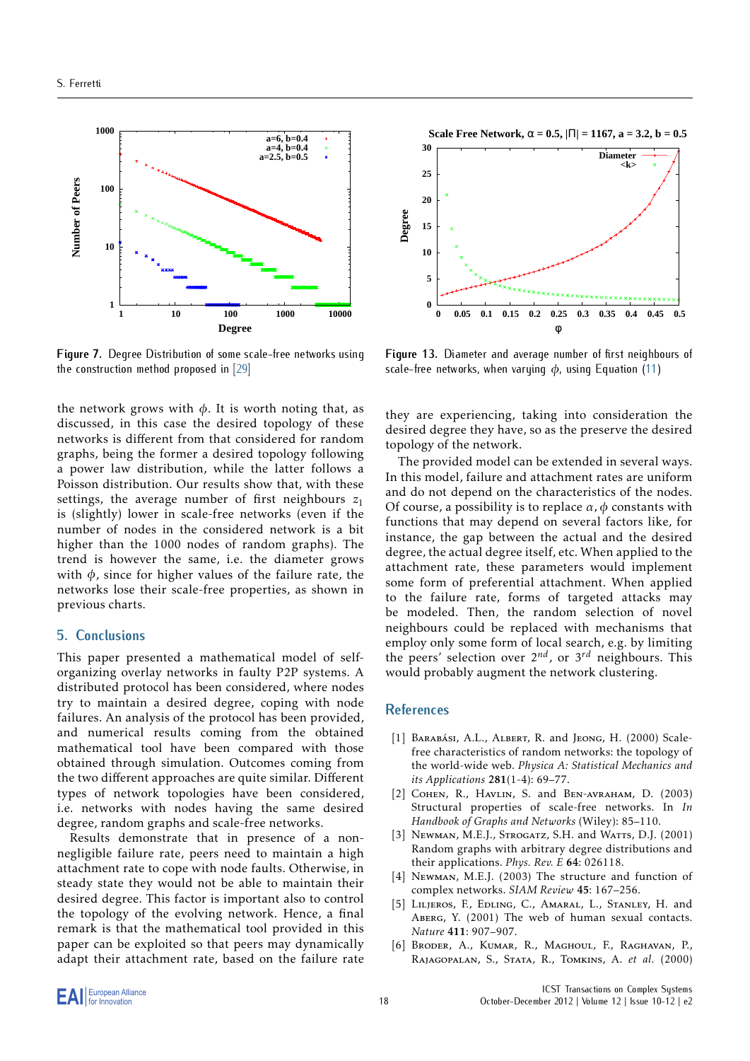Figure 7. Degree Distribution of some scale-free networks using the construction method proposed in [29]

Figure 13. Diameter and average number of first neighbours of scale-free networks, when varying $\phi$, using Equation (11)

the network grows with $\phi$. It is worth noting that, as discussed, in this case the desired topology of these networks is different from that considered for random graphs, being the former a desired topology following a power law distribution, while the latter follows a Poisson distribution. Our results show that, with these settings, the average number of first neighbours $z_1$ is (slightly) lower in scale-free networks (even if the number of nodes in the considered network is a bit higher than the 1000 nodes of random graphs). The trend is however the same, i.e. the diameter grows with $\phi$, since for higher values of the failure rate, the networks lose their scale-free properties, as shown in previous charts.

## 5. Conclusions

This paper presented a mathematical model of self-organizing overlay networks in faulty P2P systems. A distributed protocol has been considered, where nodes try to maintain a desired degree, coping with node failures. An analysis of the protocol has been provided, and numerical results coming from the obtained mathematical tool have been compared with those obtained through simulation. Outcomes coming from the two different approaches are quite similar. Different types of network topologies have been considered, i.e. networks with nodes having the same desired degree, random graphs and scale-free networks.

Results demonstrate that in presence of a non-negligible failure rate, peers need to maintain a high attachment rate to cope with node faults. Otherwise, in steady state they would not be able to maintain their desired degree. This factor is important also to control the topology of the evolving network. Hence, a final remark is that the mathematical tool provided in this paper can be exploited so that peers may dynamically adapt their attachment rate, based on the failure rate they are experiencing, taking into consideration the desired degree they have, so as the preserve the desired topology of the network.

The provided model can be extended in several ways. In this model, failure and attachment rates are uniform and do not depend on the characteristics of the nodes. Of course, a possibility is to replace $\alpha, \phi$ constants with functions that may depend on several factors like, for instance, the gap between the actual and the desired degree, the actual degree itself, etc. When applied to the attachment rate, these parameters would implement some form of preferential attachment. When applied to the failure rate, forms of targeted attacks may be modeled. Then, the random selection of novel neighbours could be replaced with mechanisms that employ only some form of local search, e.g. by limiting the peers' selection over $2^{nd}$, or $3^{rd}$ neighbours. This would probably augment the network clustering.

## References

[1] Barabási, A.L., Albert, R. and Jeong, H. (2000) Scale-free characteristics of random networks: the topology of the world-wide web. *Physica A: Statistical Mechanics and its Applications* **281**(1-4): 69–77.

[2] Cohen, R., Havlin, S. and Ben-avraham, D. (2003) Structural properties of scale-free networks. In *In Handbook of Graphs and Networks* (Wiley): 85–110.

[3] Newman, M.E.J., Strogatz, S.H. and Watts, D.J. (2001) Random graphs with arbitrary degree distributions and their applications. *Phys. Rev. E* **64**: 026118.

[4] Newman, M.E.J. (2003) The structure and function of complex networks. *SIAM Review* **45**: 167–256.

[5] Liljeros, F., Edling, C., Amaral, L., Stanley, H. and Aberg, Y. (2001) The web of human sexual contacts. *Nature* **411**: 907–907.

[6] Broder, A., Kumar, R., Maghoul, F., Raghavan, P., Rajagopalan, S., Stata, R., Tomkins, A. *et al.* (2000)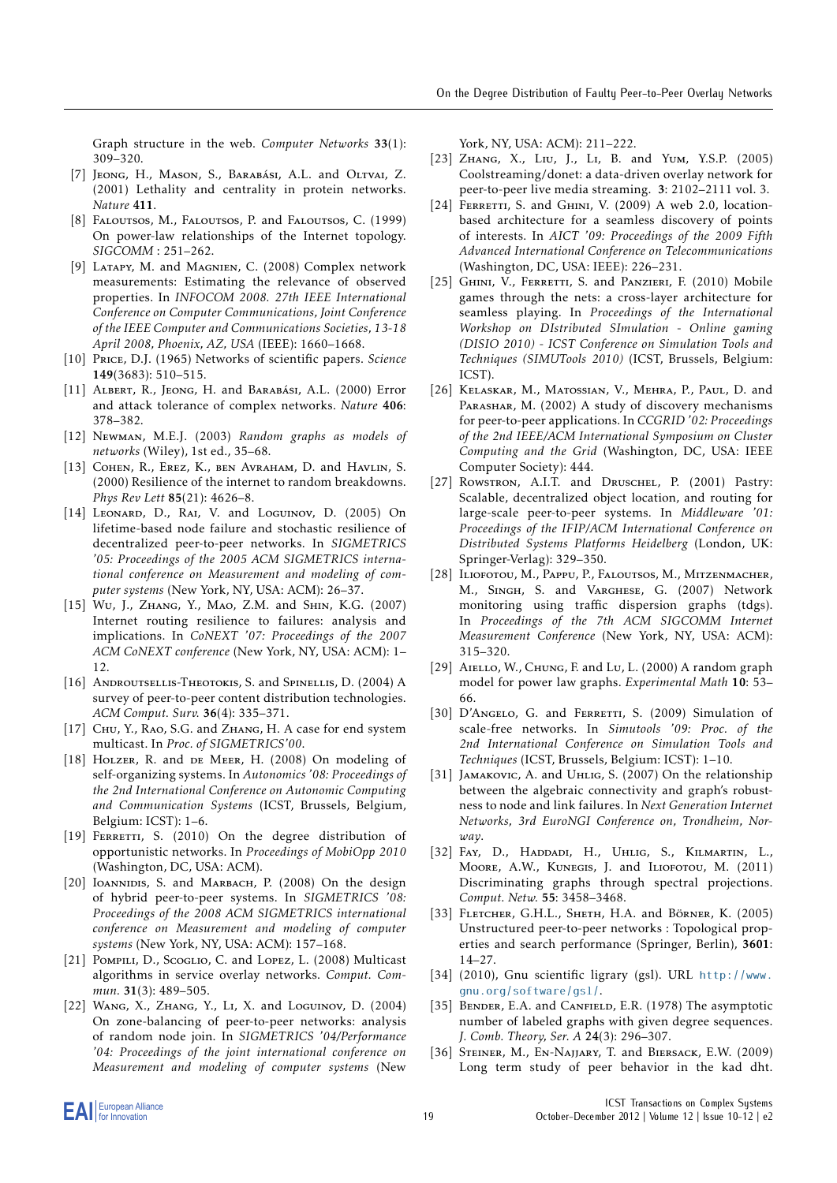Graph structure in the web. *Computer Networks* **33**(1): 309–320.

[7] Jeong, H., Mason, S., Barabási, A.L. and Oltvai, Z. (2001) Lethality and centrality in protein networks. *Nature* **411**.

[8] Faloutsos, M., Faloutsos, P. and Faloutsos, C. (1999) On power-law relationships of the Internet topology. *SIGCOMM* : 251–262.

[9] Latapy, M. and Magnien, C. (2008) Complex network measurements: Estimating the relevance of observed properties. In *INFOCOM 2008. 27th IEEE International Conference on Computer Communications, Joint Conference of the IEEE Computer and Communications Societies, 13-18 April 2008, Phoenix, AZ, USA* (IEEE): 1660–1668.

[10] Price, D.J. (1965) Networks of scientific papers. *Science* **149**(3683): 510–515.

[11] Albert, R., Jeong, H. and Barabási, A.L. (2000) Error and attack tolerance of complex networks. *Nature* **406**: 378–382.

[12] Newman, M.E.J. (2003) *Random graphs as models of networks* (Wiley), 1st ed., 35–68.

[13] Cohen, R., Erez, K., ben Avraham, D. and Havlin, S. (2000) Resilience of the internet to random breakdowns. *Phys Rev Lett* **85**(21): 4626–8.

[14] Leonard, D., Rai, V. and Loguinov, D. (2005) On lifetime-based node failure and stochastic resilience of decentralized peer-to-peer networks. In *SIGMETRICS '05: Proceedings of the 2005 ACM SIGMETRICS international conference on Measurement and modeling of computer systems* (New York, NY, USA: ACM): 26–37.

[15] Wu, J., Zhang, Y., Mao, Z.M. and Shin, K.G. (2007) Internet routing resilience to failures: analysis and implications. In *CoNEXT '07: Proceedings of the 2007 ACM CoNEXT conference* (New York, NY, USA: ACM): 1–12.

[16] Androutsellis-Theotokis, S. and Spinellis, D. (2004) A survey of peer-to-peer content distribution technologies. *ACM Comput. Surv.* **36**(4): 335–371.

[17] Chu, Y., Rao, S.G. and Zhang, H. A case for end system multicast. In *Proc. of SIGMETRICS'00*.

[18] Holzer, R. and de Meer, H. (2008) On modeling of self-organizing systems. In *Autonomics '08: Proceedings of the 2nd International Conference on Autonomic Computing and Communication Systems* (ICST, Brussels, Belgium, Belgium: ICST): 1–6.

[19] Ferretti, S. (2010) On the degree distribution of opportunistic networks. In *Proceedings of MobiOpp 2010* (Washington, DC, USA: ACM).

[20] Ioannidis, S. and Marbach, P. (2008) On the design of hybrid peer-to-peer systems. In *SIGMETRICS '08: Proceedings of the 2008 ACM SIGMETRICS international conference on Measurement and modeling of computer systems* (New York, NY, USA: ACM): 157–168.

[21] Pompili, D., Scoglio, C. and Lopez, L. (2008) Multicast algorithms in service overlay networks. *Comput. Commun.* **31**(3): 489–505.

[22] Wang, X., Zhang, Y., Li, X. and Loguinov, D. (2004) On zone-balancing of peer-to-peer networks: analysis of random node join. In *SIGMETRICS '04/Performance '04: Proceedings of the joint international conference on Measurement and modeling of computer systems* (New York, NY, USA: ACM): 211–222.

[23] Zhang, X., Liu, J., Li, B. and Yum, Y.S.P. (2005) Coolstreaming/donet: a data-driven overlay network for peer-to-peer live media streaming. **3**: 2102–2111 vol. 3.

[24] Ferretti, S. and Ghini, V. (2009) A web 2.0, location-based architecture for a seamless discovery of points of interests. In *AICT '09: Proceedings of the 2009 Fifth Advanced International Conference on Telecommunications* (Washington, DC, USA: IEEE): 226–231.

[25] Ghini, V., Ferretti, S. and Panzieri, F. (2010) Mobile games through the nets: a cross-layer architecture for seamless playing. In *Proceedings of the International Workshop on DIstributed SImulation - Online gaming (DISIO 2010) - ICST Conference on Simulation Tools and Techniques (SIMUTools 2010)* (ICST, Brussels, Belgium: ICST).

[26] Kelaskar, M., Matossian, V., Mehra, P., Paul, D. and Parashar, M. (2002) A study of discovery mechanisms for peer-to-peer applications. In *CCGRID '02: Proceedings of the 2nd IEEE/ACM International Symposium on Cluster Computing and the Grid* (Washington, DC, USA: IEEE Computer Society): 444.

[27] Rowstron, A.I.T. and Druschel, P. (2001) Pastry: Scalable, decentralized object location, and routing for large-scale peer-to-peer systems. In *Middleware '01: Proceedings of the IFIP/ACM International Conference on Distributed Systems Platforms Heidelberg* (London, UK: Springer-Verlag): 329–350.

[28] Iliofotou, M., Pappu, P., Faloutsos, M., Mitzenmacher, M., Singh, S. and Varghese, G. (2007) Network monitoring using traffic dispersion graphs (tdgs). In *Proceedings of the 7th ACM SIGCOMM Internet Measurement Conference* (New York, NY, USA: ACM): 315–320.

[29] Aiello, W., Chung, F. and Lu, L. (2000) A random graph model for power law graphs. *Experimental Math* **10**: 53–66.

[30] D'Angelo, G. and Ferretti, S. (2009) Simulation of scale-free networks. In *Simutools '09: Proc. of the 2nd International Conference on Simulation Tools and Techniques* (ICST, Brussels, Belgium: ICST): 1–10.

[31] Jamakovic, A. and Uhlig, S. (2007) On the relationship between the algebraic connectivity and graph's robustness to node and link failures. In *Next Generation Internet Networks, 3rd EuroNGI Conference on, Trondheim, Norway*.

[32] Fay, D., Haddadi, H., Uhlig, S., Kilmartin, L., Moore, A.W., Kunegis, J. and Iliofotou, M. (2011) Discriminating graphs through spectral projections. *Comput. Netw.* **55**: 3458–3468.

[33] Fletcher, G.H.L., Sheth, H.A. and Börner, K. (2005) Unstructured peer-to-peer networks : Topological properties and search performance (Springer, Berlin), **3601**: 14–27.

[34] (2010), Gnu scientific ligrary (gsl). URL http://www.gnu.org/software/gsl/.

[35] Bender, E.A. and Canfield, E.R. (1978) The asymptotic number of labeled graphs with given degree sequences. *J. Comb. Theory, Ser. A* **24**(3): 296–307.

[36] Steiner, M., En-Najjary, T. and Biersack, E.W. (2009) Long term study of peer behavior in the kad dht.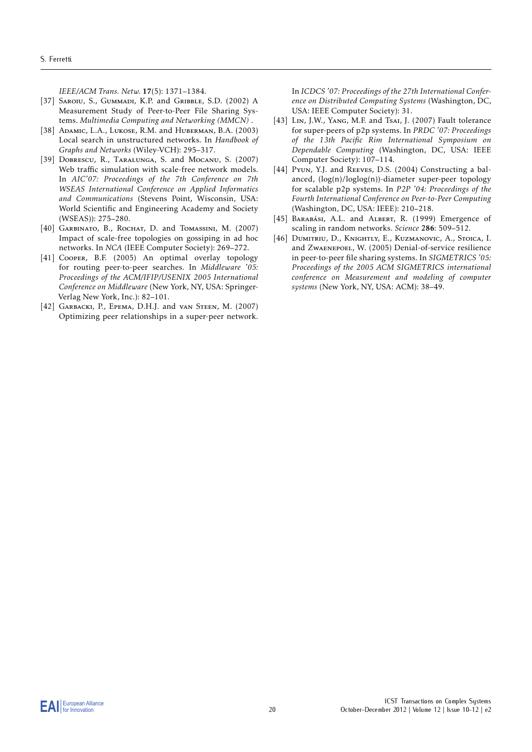*IEEE/ACM Trans. Netw.* **17**(5): 1371–1384.

[37] Saroiu, S., Gummadi, K.P. and Gribble, S.D. (2002) A Measurement Study of Peer-to-Peer File Sharing Systems. *Multimedia Computing and Networking (MMCN)* .

[38] Adamic, L.A., Lukose, R.M. and Huberman, B.A. (2003) Local search in unstructured networks. In *Handbook of Graphs and Networks* (Wiley-VCH): 295–317.

[39] Dobrescu, R., Taralunga, S. and Mocanu, S. (2007) Web traffic simulation with scale-free network models. In *AIC'07: Proceedings of the 7th Conference on 7th WSEAS International Conference on Applied Informatics and Communications* (Stevens Point, Wisconsin, USA: World Scientific and Engineering Academy and Society (WSEAS)): 275–280.

[40] Garbinato, B., Rochat, D. and Tomassini, M. (2007) Impact of scale-free topologies on gossiping in ad hoc networks. In *NCA* (IEEE Computer Society): 269–272.

[41] Cooper, B.F. (2005) An optimal overlay topology for routing peer-to-peer searches. In *Middleware '05: Proceedings of the ACM/IFIP/USENIX 2005 International Conference on Middleware* (New York, NY, USA: Springer-Verlag New York, Inc.): 82–101.

[42] Garbacki, P., Epema, D.H.J. and van Steen, M. (2007) Optimizing peer relationships in a super-peer network. In *ICDCS '07: Proceedings of the 27th International Conference on Distributed Computing Systems* (Washington, DC, USA: IEEE Computer Society): 31.

[43] Lin, J.W., Yang, M.F. and Tsai, J. (2007) Fault tolerance for super-peers of p2p systems. In *PRDC '07: Proceedings of the 13th Pacific Rim International Symposium on Dependable Computing* (Washington, DC, USA: IEEE Computer Society): 107–114.

[44] Pyun, Y.J. and Reeves, D.S. (2004) Constructing a balanced, (log(n)/loglog(n))-diameter super-peer topology for scalable p2p systems. In *P2P '04: Proceedings of the Fourth International Conference on Peer-to-Peer Computing* (Washington, DC, USA: IEEE): 210–218.

[45] Barabási, A.L. and Albert, R. (1999) Emergence of scaling in random networks. *Science* **286**: 509–512.

[46] Dumitriu, D., Knightly, E., Kuzmanovic, A., Stoica, I. and Zwaenepoel, W. (2005) Denial-of-service resilience in peer-to-peer file sharing systems. In *SIGMETRICS '05: Proceedings of the 2005 ACM SIGMETRICS international conference on Measurement and modeling of computer systems* (New York, NY, USA: ACM): 38–49.